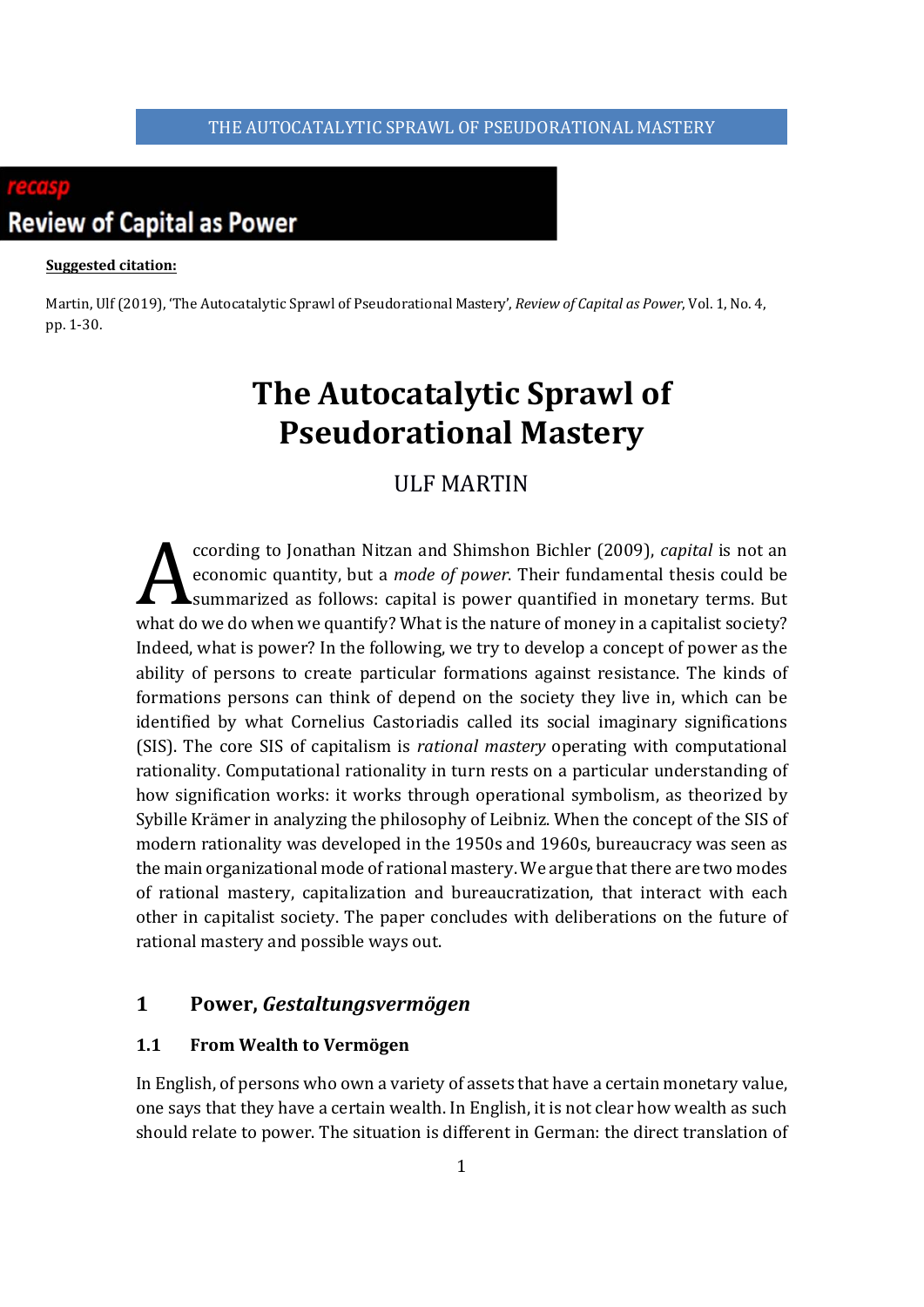**Suggested citation:**

Martin, Ulf (2019), 'The Autocatalytic Sprawl of Pseudorational Mastery', *Review of Capital as Power*, Vol. 1, No. 4, pp. 1-30.

# The Autocatalytic Sprawl of Pseudorational Mastery

ULF MARTIN

According to Jonathan Nitzan and Shimshon Bichler (2009), *capital* is not an economic quantity, but a *mode of power*. Their fundamental thesis could be summarized as follows: capital is power quantified in monetary terms. But what do we do when we quantify? What is the nature of money in a capitalist society? Indeed, what is power? In the following, we try to develop a concept of power as the ability of persons to create particular formations against resistance. The kinds of formations persons can think of depend on the society they live in, which can be identified by what Cornelius Castoriadis called its social imaginary significations (SIS). The core SIS of capitalism is *rational mastery* operating with computational rationality. Computational rationality in turn rests on a particular understanding of how signification works: it works through operational symbolism, as theorized by Sybille Krämer in analyzing the philosophy of Leibniz. When the concept of the SIS of modern rationality was developed in the 1950s and 1960s, bureaucracy was seen as the main organizational mode of rational mastery. We argue that there are two modes of rational mastery, capitalization and bureaucratization, that interact with each other in capitalist society. The paper concludes with deliberations on the future of rational mastery and possible ways out.

## 1 Power, *Gestaltungsvermögen*

### 1.1 From Wealth to Vermögen

In English, of persons who own a variety of assets that have a certain monetary value, one says that they have a certain wealth. In English, it is not clear how wealth as such should relate to power. The situation is different in German: the direct translation of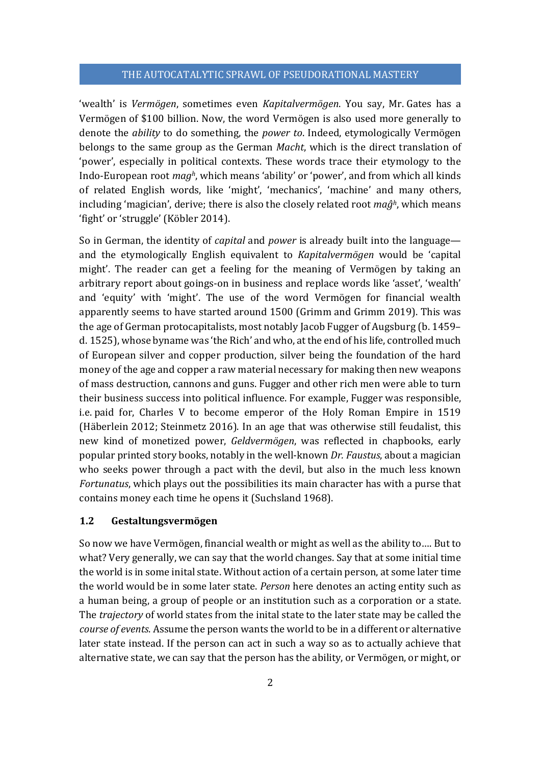'wealth' is *Vermögen*, sometimes even *Kapitalvermögen*. You say, Mr. Gates has a Vermögen of $100 billion. Now, the word Vermögen is also used more generally to denote the *ability* to do something, the *power to*. Indeed, etymologically Vermögen belongs to the same group as the German *Macht*, which is the direct translation of 'power', especially in political contexts. These words trace their etymology to the Indo-European root *mag^h^*, which means 'ability' or 'power', and from which all kinds of related English words, like 'might', 'mechanics', 'machine' and many others, including 'magician', derive; there is also the closely related root *maĝ^h^*, which means 'fight' or 'struggle' (Köbler 2014).

So in German, the identity of *capital* and *power* is already built into the language—and the etymologically English equivalent to *Kapitalvermögen* would be 'capital might'. The reader can get a feeling for the meaning of Vermögen by taking an arbitrary report about goings-on in business and replace words like 'asset', 'wealth' and 'equity' with 'might'. The use of the word Vermögen for financial wealth apparently seems to have started around 1500 (Grimm and Grimm 2019). This was the age of German protocapitalists, most notably Jacob Fugger of Augsburg (b. 1459–d. 1525), whose byname was 'the Rich' and who, at the end of his life, controlled much of European silver and copper production, silver being the foundation of the hard money of the age and copper a raw material necessary for making then new weapons of mass destruction, cannons and guns. Fugger and other rich men were able to turn their business success into political influence. For example, Fugger was responsible, i.e. paid for, Charles V to become emperor of the Holy Roman Empire in 1519 (Häberlein 2012; Steinmetz 2016). In an age that was otherwise still feudalist, this new kind of monetized power, *Geldvermögen*, was reflected in chapbooks, early popular printed story books, notably in the well-known *Dr. Faustus*, about a magician who seeks power through a pact with the devil, but also in the much less known *Fortunatus*, which plays out the possibilities its main character has with a purse that contains money each time he opens it (Suchsland 1968).

### 1.2 Gestaltungsvermögen

So now we have Vermögen, financial wealth or might as well as the ability to…. But to what? Very generally, we can say that the world changes. Say that at some initial time the world is in some inital state. Without action of a certain person, at some later time the world would be in some later state. *Person* here denotes an acting entity such as a human being, a group of people or an institution such as a corporation or a state. The *trajectory* of world states from the inital state to the later state may be called the *course of events*. Assume the person wants the world to be in a different or alternative later state instead. If the person can act in such a way so as to actually achieve that alternative state, we can say that the person has the ability, or Vermögen, or might, or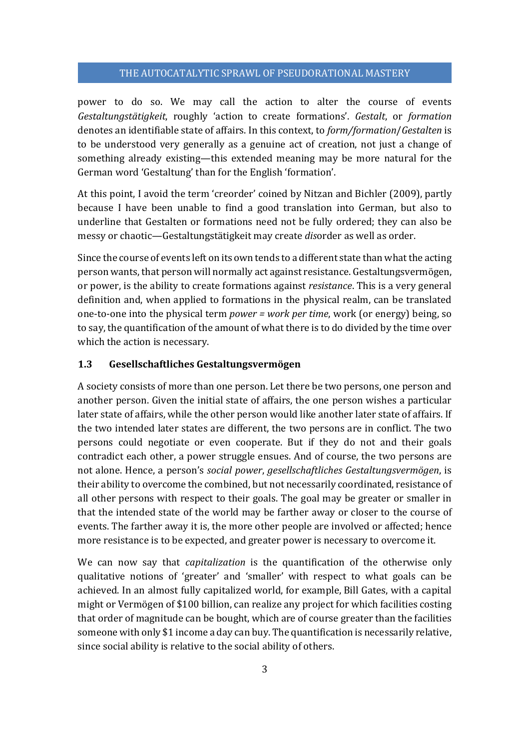power to do so. We may call the action to alter the course of events *Gestaltungstätigkeit*, roughly 'action to create formations'. *Gestalt*, or *formation* denotes an identifiable state of affairs. In this context, to *form/formation/Gestalten* is to be understood very generally as a genuine act of creation, not just a change of something already existing—this extended meaning may be more natural for the German word 'Gestaltung' than for the English 'formation'.

At this point, I avoid the term 'creorder' coined by Nitzan and Bichler (2009), partly because I have been unable to find a good translation into German, but also to underline that Gestalten or formations need not be fully ordered; they can also be messy or chaotic—Gestaltungstätigkeit may create *dis*order as well as order.

Since the course of events left on its own tends to a different state than what the acting person wants, that person will normally act against resistance. Gestaltungsvermögen, or power, is the ability to create formations against *resistance*. This is a very general definition and, when applied to formations in the physical realm, can be translated one-to-one into the physical term *power = work per time*, work (or energy) being, so to say, the quantification of the amount of what there is to do divided by the time over which the action is necessary.

### 1.3 Gesellschaftliches Gestaltungsvermögen

A society consists of more than one person. Let there be two persons, one person and another person. Given the initial state of affairs, the one person wishes a particular later state of affairs, while the other person would like another later state of affairs. If the two intended later states are different, the two persons are in conflict. The two persons could negotiate or even cooperate. But if they do not and their goals contradict each other, a power struggle ensues. And of course, the two persons are not alone. Hence, a person's *social power*, *gesellschaftliches Gestaltungsvermögen*, is their ability to overcome the combined, but not necessarily coordinated, resistance of all other persons with respect to their goals. The goal may be greater or smaller in that the intended state of the world may be farther away or closer to the course of events. The farther away it is, the more other people are involved or affected; hence more resistance is to be expected, and greater power is necessary to overcome it.

We can now say that *capitalization* is the quantification of the otherwise only qualitative notions of 'greater' and 'smaller' with respect to what goals can be achieved. In an almost fully capitalized world, for example, Bill Gates, with a capital might or Vermögen of $100 billion, can realize any project for which facilities costing that order of magnitude can be bought, which are of course greater than the facilities someone with only $1 income a day can buy. The quantification is necessarily relative, since social ability is relative to the social ability of others.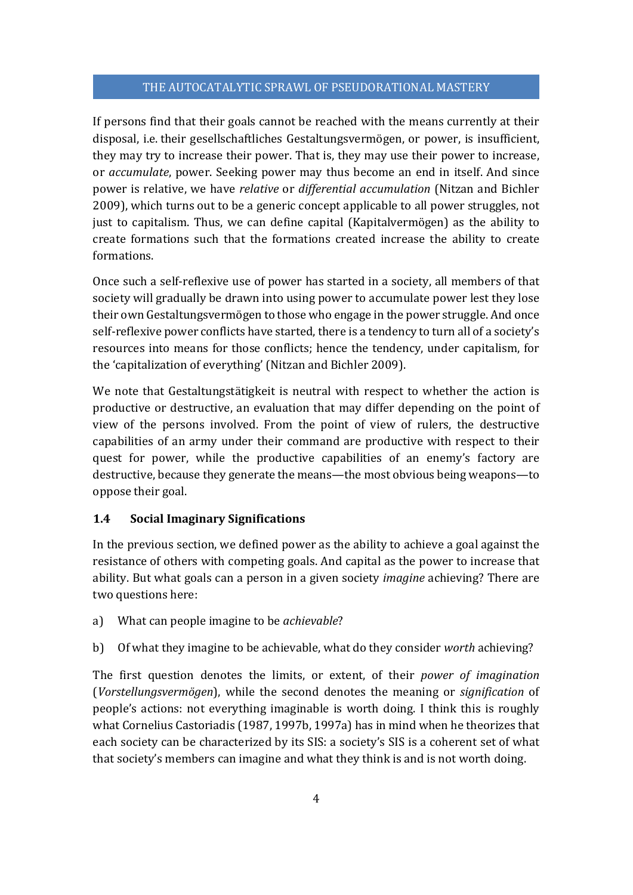If persons find that their goals cannot be reached with the means currently at their disposal, i.e. their gesellschaftliches Gestaltungsvermögen, or power, is insufficient, they may try to increase their power. That is, they may use their power to increase, or *accumulate*, power. Seeking power may thus become an end in itself. And since power is relative, we have *relative* or *differential accumulation* (Nitzan and Bichler 2009), which turns out to be a generic concept applicable to all power struggles, not just to capitalism. Thus, we can define capital (Kapitalvermögen) as the ability to create formations such that the formations created increase the ability to create formations.

Once such a self-reflexive use of power has started in a society, all members of that society will gradually be drawn into using power to accumulate power lest they lose their own Gestaltungsvermögen to those who engage in the power struggle. And once self-reflexive power conflicts have started, there is a tendency to turn all of a society's resources into means for those conflicts; hence the tendency, under capitalism, for the 'capitalization of everything' (Nitzan and Bichler 2009).

We note that Gestaltungstätigkeit is neutral with respect to whether the action is productive or destructive, an evaluation that may differ depending on the point of view of the persons involved. From the point of view of rulers, the destructive capabilities of an army under their command are productive with respect to their quest for power, while the productive capabilities of an enemy's factory are destructive, because they generate the means—the most obvious being weapons—to oppose their goal.

### 1.4 Social Imaginary Significations

In the previous section, we defined power as the ability to achieve a goal against the resistance of others with competing goals. And capital as the power to increase that ability. But what goals can a person in a given society *imagine* achieving? There are two questions here:

a) What can people imagine to be *achievable*?

b) Of what they imagine to be achievable, what do they consider *worth* achieving?

The first question denotes the limits, or extent, of their *power of imagination* (*Vorstellungsvermögen*), while the second denotes the meaning or *signification* of people's actions: not everything imaginable is worth doing. I think this is roughly what Cornelius Castoriadis (1987, 1997b, 1997a) has in mind when he theorizes that each society can be characterized by its SIS: a society's SIS is a coherent set of what that society's members can imagine and what they think is and is not worth doing.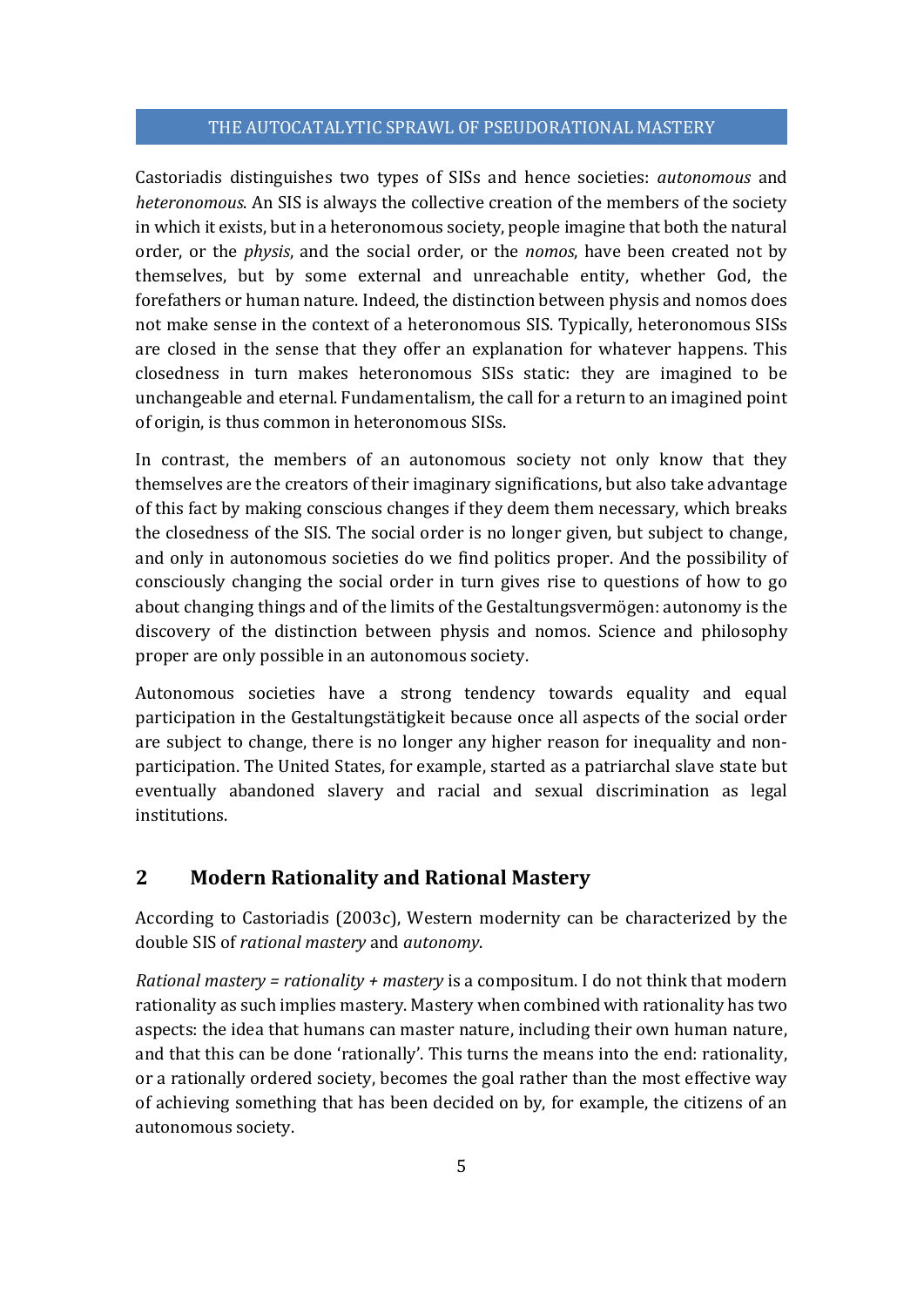Castoriadis distinguishes two types of SISs and hence societies: *autonomous* and *heteronomous*. An SIS is always the collective creation of the members of the society in which it exists, but in a heteronomous society, people imagine that both the natural order, or the *physis*, and the social order, or the *nomos*, have been created not by themselves, but by some external and unreachable entity, whether God, the forefathers or human nature. Indeed, the distinction between physis and nomos does not make sense in the context of a heteronomous SIS. Typically, heteronomous SISs are closed in the sense that they offer an explanation for whatever happens. This closedness in turn makes heteronomous SISs static: they are imagined to be unchangeable and eternal. Fundamentalism, the call for a return to an imagined point of origin, is thus common in heteronomous SISs.

In contrast, the members of an autonomous society not only know that they themselves are the creators of their imaginary significations, but also take advantage of this fact by making conscious changes if they deem them necessary, which breaks the closedness of the SIS. The social order is no longer given, but subject to change, and only in autonomous societies do we find politics proper. And the possibility of consciously changing the social order in turn gives rise to questions of how to go about changing things and of the limits of the Gestaltungsvermögen: autonomy is the discovery of the distinction between physis and nomos. Science and philosophy proper are only possible in an autonomous society.

Autonomous societies have a strong tendency towards equality and equal participation in the Gestaltungstätigkeit because once all aspects of the social order are subject to change, there is no longer any higher reason for inequality and non-participation. The United States, for example, started as a patriarchal slave state but eventually abandoned slavery and racial and sexual discrimination as legal institutions.

## 2 Modern Rationality and Rational Mastery

According to Castoriadis (2003c), Western modernity can be characterized by the double SIS of *rational mastery* and *autonomy*.

*Rational mastery = rationality + mastery* is a compositum. I do not think that modern rationality as such implies mastery. Mastery when combined with rationality has two aspects: the idea that humans can master nature, including their own human nature, and that this can be done 'rationally'. This turns the means into the end: rationality, or a rationally ordered society, becomes the goal rather than the most effective way of achieving something that has been decided on by, for example, the citizens of an autonomous society.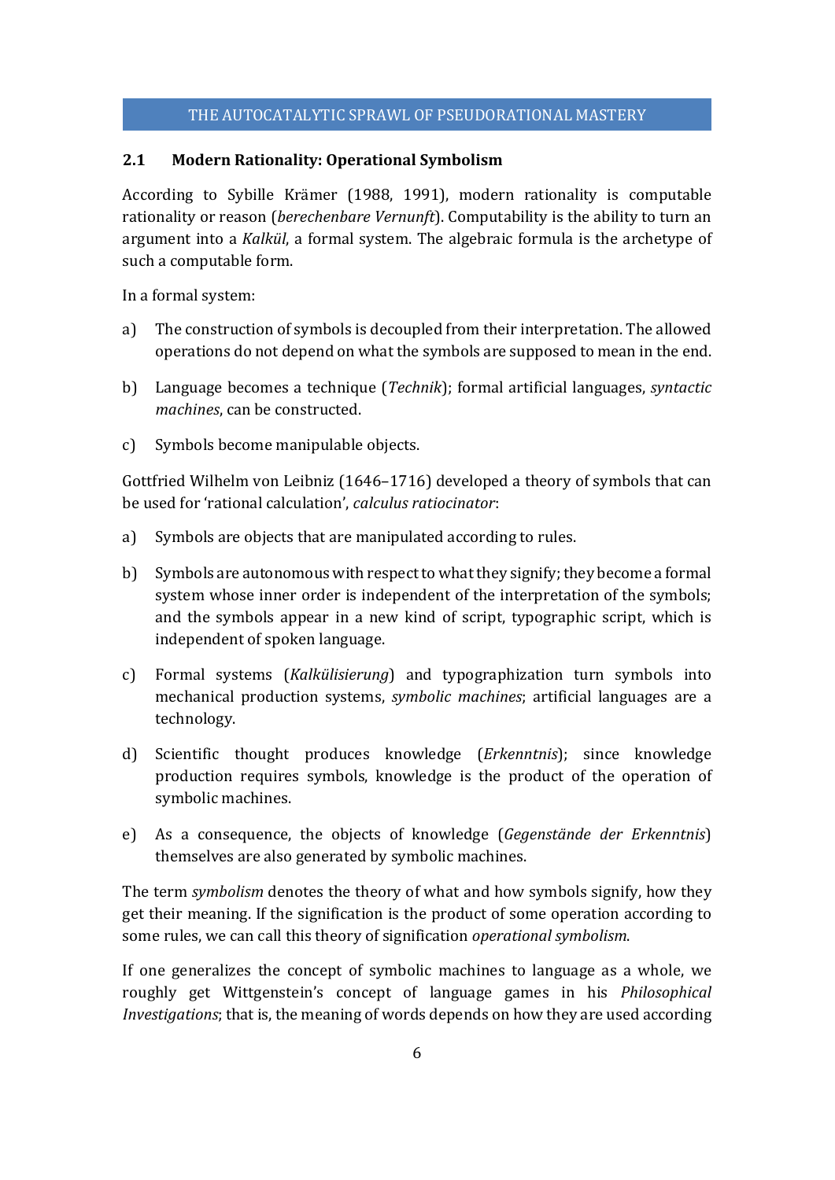### 2.1 Modern Rationality: Operational Symbolism

According to Sybille Krämer (1988, 1991), modern rationality is computable rationality or reason (*berechenbare Vernunft*). Computability is the ability to turn an argument into a *Kalkül*, a formal system. The algebraic formula is the archetype of such a computable form.

In a formal system:

a) The construction of symbols is decoupled from their interpretation. The allowed operations do not depend on what the symbols are supposed to mean in the end.

b) Language becomes a technique (*Technik*); formal artificial languages, *syntactic machines*, can be constructed.

c) Symbols become manipulable objects.

Gottfried Wilhelm von Leibniz (1646–1716) developed a theory of symbols that can be used for 'rational calculation', *calculus ratiocinator*:

a) Symbols are objects that are manipulated according to rules.

b) Symbols are autonomous with respect to what they signify; they become a formal system whose inner order is independent of the interpretation of the symbols; and the symbols appear in a new kind of script, typographic script, which is independent of spoken language.

c) Formal systems (*Kalkülisierung*) and typographization turn symbols into mechanical production systems, *symbolic machines*; artificial languages are a technology.

d) Scientific thought produces knowledge (*Erkenntnis*); since knowledge production requires symbols, knowledge is the product of the operation of symbolic machines.

e) As a consequence, the objects of knowledge (*Gegenstände der Erkenntnis*) themselves are also generated by symbolic machines.

The term *symbolism* denotes the theory of what and how symbols signify, how they get their meaning. If the signification is the product of some operation according to some rules, we can call this theory of signification *operational symbolism*.

If one generalizes the concept of symbolic machines to language as a whole, we roughly get Wittgenstein's concept of language games in his *Philosophical Investigations*; that is, the meaning of words depends on how they are used according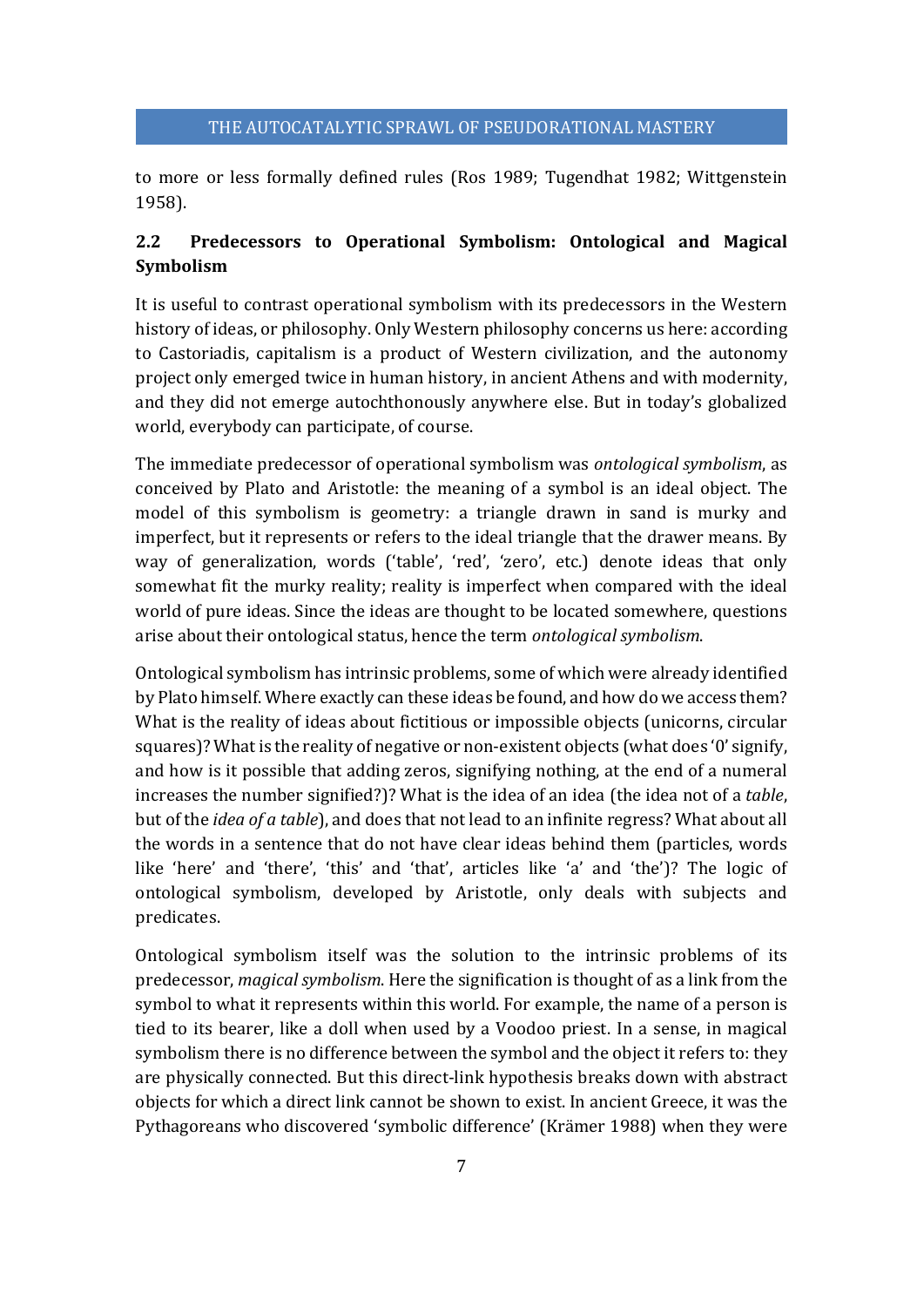to more or less formally defined rules (Ros 1989; Tugendhat 1982; Wittgenstein 1958).

## 2.2 Predecessors to Operational Symbolism: Ontological and Magical Symbolism

It is useful to contrast operational symbolism with its predecessors in the Western history of ideas, or philosophy. Only Western philosophy concerns us here: according to Castoriadis, capitalism is a product of Western civilization, and the autonomy project only emerged twice in human history, in ancient Athens and with modernity, and they did not emerge autochthonously anywhere else. But in today's globalized world, everybody can participate, of course.

The immediate predecessor of operational symbolism was *ontological symbolism*, as conceived by Plato and Aristotle: the meaning of a symbol is an ideal object. The model of this symbolism is geometry: a triangle drawn in sand is murky and imperfect, but it represents or refers to the ideal triangle that the drawer means. By way of generalization, words ('table', 'red', 'zero', etc.) denote ideas that only somewhat fit the murky reality; reality is imperfect when compared with the ideal world of pure ideas. Since the ideas are thought to be located somewhere, questions arise about their ontological status, hence the term *ontological symbolism*.

Ontological symbolism has intrinsic problems, some of which were already identified by Plato himself. Where exactly can these ideas be found, and how do we access them? What is the reality of ideas about fictitious or impossible objects (unicorns, circular squares)? What is the reality of negative or non-existent objects (what does '0' signify, and how is it possible that adding zeros, signifying nothing, at the end of a numeral increases the number signified?)? What is the idea of an idea (the idea not of a *table*, but of the *idea of a table*), and does that not lead to an infinite regress? What about all the words in a sentence that do not have clear ideas behind them (particles, words like 'here' and 'there', 'this' and 'that', articles like 'a' and 'the')? The logic of ontological symbolism, developed by Aristotle, only deals with subjects and predicates.

Ontological symbolism itself was the solution to the intrinsic problems of its predecessor, *magical symbolism*. Here the signification is thought of as a link from the symbol to what it represents within this world. For example, the name of a person is tied to its bearer, like a doll when used by a Voodoo priest. In a sense, in magical symbolism there is no difference between the symbol and the object it refers to: they are physically connected. But this direct-link hypothesis breaks down with abstract objects for which a direct link cannot be shown to exist. In ancient Greece, it was the Pythagoreans who discovered 'symbolic difference' (Krämer 1988) when they were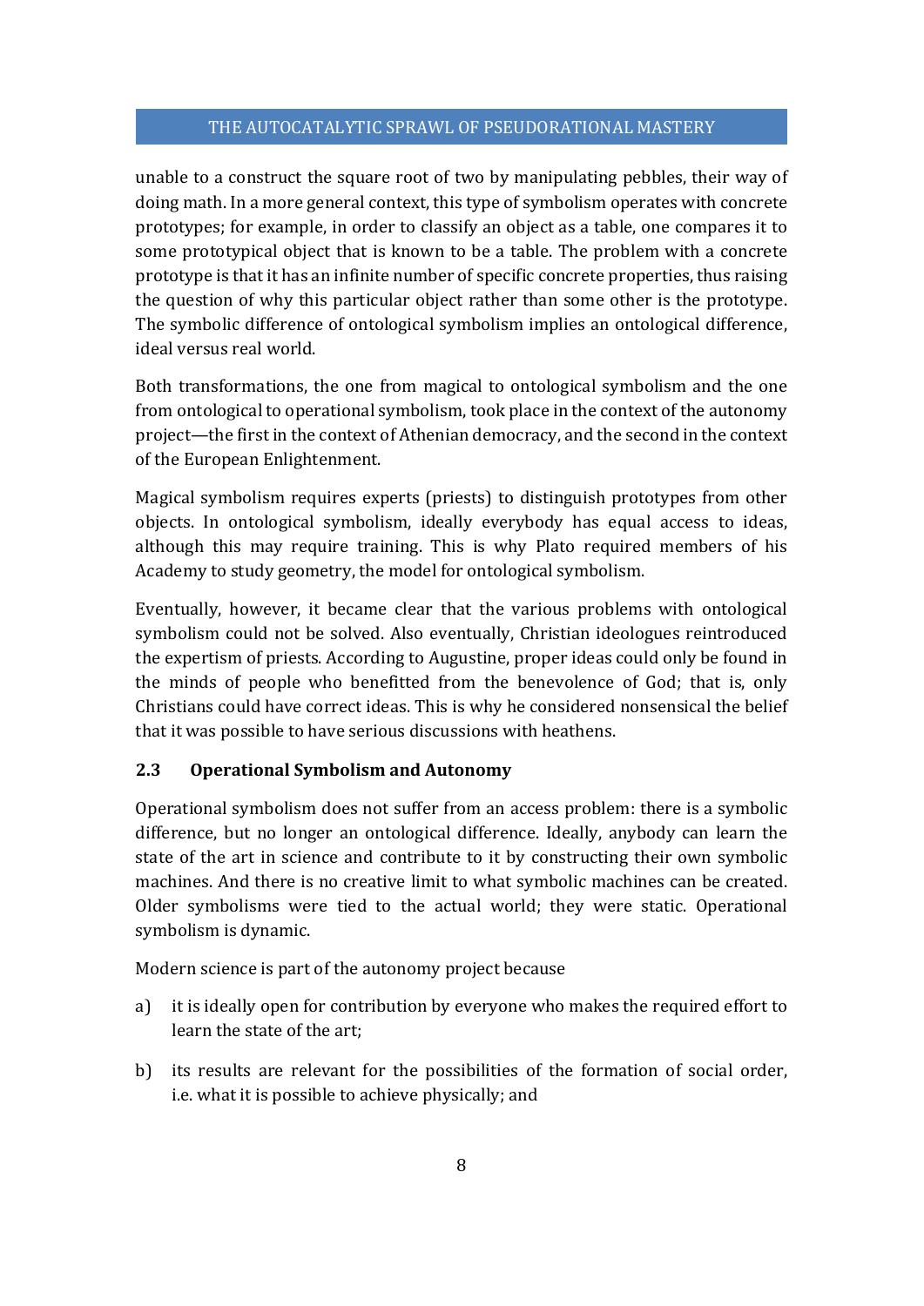unable to a construct the square root of two by manipulating pebbles, their way of doing math. In a more general context, this type of symbolism operates with concrete prototypes; for example, in order to classify an object as a table, one compares it to some prototypical object that is known to be a table. The problem with a concrete prototype is that it has an infinite number of specific concrete properties, thus raising the question of why this particular object rather than some other is the prototype. The symbolic difference of ontological symbolism implies an ontological difference, ideal versus real world.

Both transformations, the one from magical to ontological symbolism and the one from ontological to operational symbolism, took place in the context of the autonomy project—the first in the context of Athenian democracy, and the second in the context of the European Enlightenment.

Magical symbolism requires experts (priests) to distinguish prototypes from other objects. In ontological symbolism, ideally everybody has equal access to ideas, although this may require training. This is why Plato required members of his Academy to study geometry, the model for ontological symbolism.

Eventually, however, it became clear that the various problems with ontological symbolism could not be solved. Also eventually, Christian ideologues reintroduced the expertism of priests. According to Augustine, proper ideas could only be found in the minds of people who benefitted from the benevolence of God; that is, only Christians could have correct ideas. This is why he considered nonsensical the belief that it was possible to have serious discussions with heathens.

### 2.3 Operational Symbolism and Autonomy

Operational symbolism does not suffer from an access problem: there is a symbolic difference, but no longer an ontological difference. Ideally, anybody can learn the state of the art in science and contribute to it by constructing their own symbolic machines. And there is no creative limit to what symbolic machines can be created. Older symbolisms were tied to the actual world; they were static. Operational symbolism is dynamic.

Modern science is part of the autonomy project because

a) it is ideally open for contribution by everyone who makes the required effort to learn the state of the art;

b) its results are relevant for the possibilities of the formation of social order, i.e. what it is possible to achieve physically; and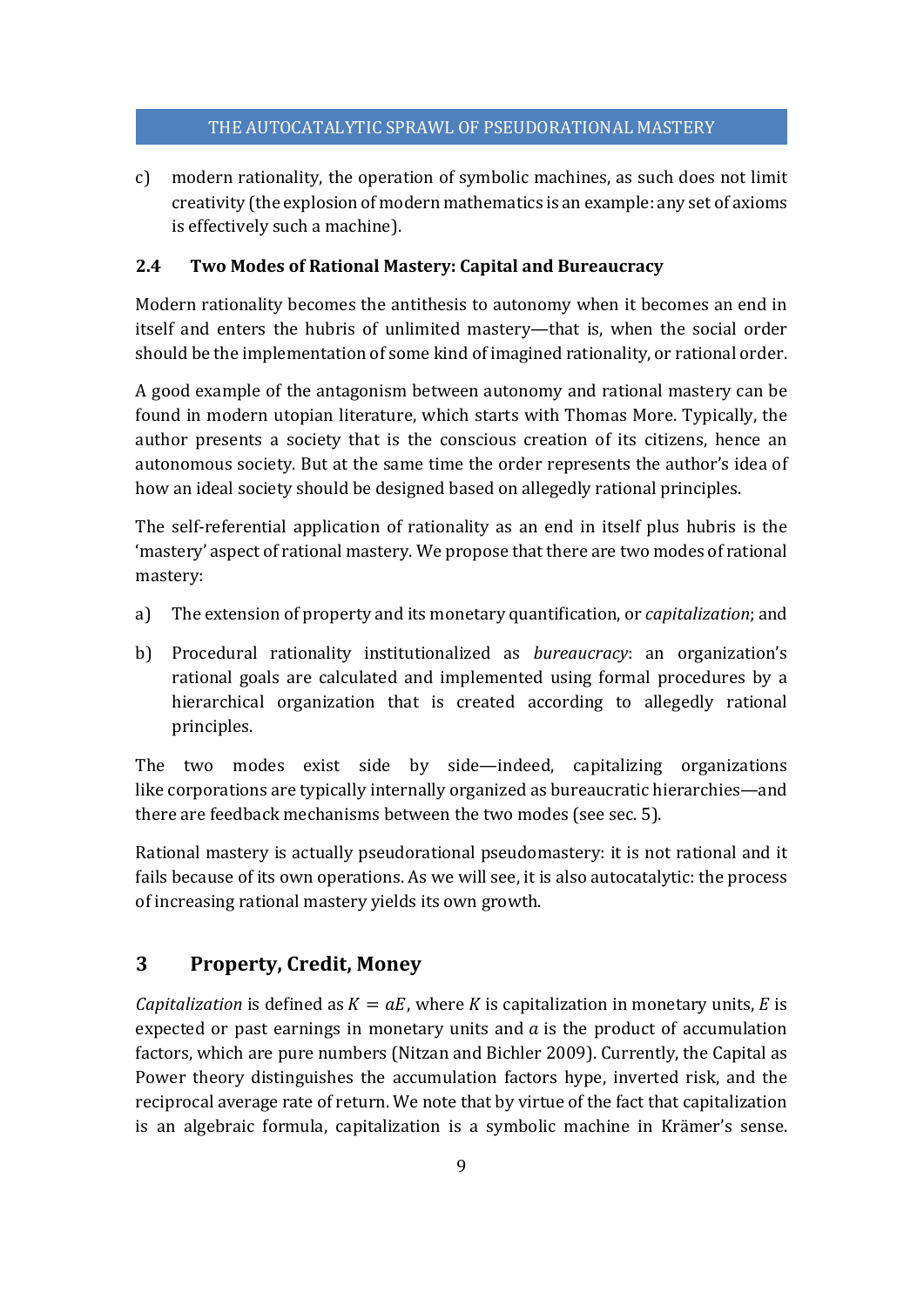c) modern rationality, the operation of symbolic machines, as such does not limit creativity (the explosion of modern mathematics is an example: any set of axioms is effectively such a machine).

### 2.4 Two Modes of Rational Mastery: Capital and Bureaucracy

Modern rationality becomes the antithesis to autonomy when it becomes an end in itself and enters the hubris of unlimited mastery—that is, when the social order should be the implementation of some kind of imagined rationality, or rational order.

A good example of the antagonism between autonomy and rational mastery can be found in modern utopian literature, which starts with Thomas More. Typically, the author presents a society that is the conscious creation of its citizens, hence an autonomous society. But at the same time the order represents the author's idea of how an ideal society should be designed based on allegedly rational principles.

The self-referential application of rationality as an end in itself plus hubris is the 'mastery' aspect of rational mastery. We propose that there are two modes of rational mastery:

a) The extension of property and its monetary quantification, or *capitalization*; and

b) Procedural rationality institutionalized as *bureaucracy*: an organization's rational goals are calculated and implemented using formal procedures by a hierarchical organization that is created according to allegedly rational principles.

The two modes exist side by side—indeed, capitalizing organizations like corporations are typically internally organized as bureaucratic hierarchies—and there are feedback mechanisms between the two modes (see sec. 5).

Rational mastery is actually pseudorational pseudomastery: it is not rational and it fails because of its own operations. As we will see, it is also autocatalytic: the process of increasing rational mastery yields its own growth.

## 3 Property, Credit, Money

*Capitalization* is defined as $K = aE$, where $K$ is capitalization in monetary units, $E$ is expected or past earnings in monetary units and $a$ is the product of accumulation factors, which are pure numbers (Nitzan and Bichler 2009). Currently, the Capital as Power theory distinguishes the accumulation factors hype, inverted risk, and the reciprocal average rate of return. We note that by virtue of the fact that capitalization is an algebraic formula, capitalization is a symbolic machine in Krämer's sense.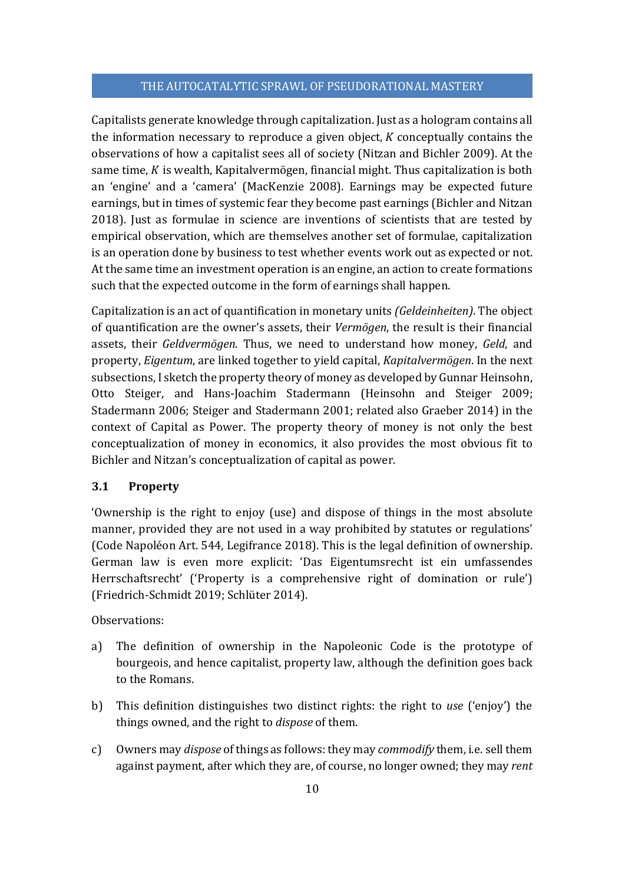Capitalists generate knowledge through capitalization. Just as a hologram contains all the information necessary to reproduce a given object, $K$ conceptually contains the observations of how a capitalist sees all of society (Nitzan and Bichler 2009). At the same time, $K$ is wealth, Kapitalvermögen, financial might. Thus capitalization is both an 'engine' and a 'camera' (MacKenzie 2008). Earnings may be expected future earnings, but in times of systemic fear they become past earnings (Bichler and Nitzan 2018). Just as formulae in science are inventions of scientists that are tested by empirical observation, which are themselves another set of formulae, capitalization is an operation done by business to test whether events work out as expected or not. At the same time an investment operation is an engine, an action to create formations such that the expected outcome in the form of earnings shall happen.

Capitalization is an act of quantification in monetary units *(Geldeinheiten)*. The object of quantification are the owner's assets, their *Vermögen*, the result is their financial assets, their *Geldvermögen*. Thus, we need to understand how money, *Geld*, and property, *Eigentum*, are linked together to yield capital, *Kapitalvermögen*. In the next subsections, I sketch the property theory of money as developed by Gunnar Heinsohn, Otto Steiger, and Hans-Joachim Stadermann (Heinsohn and Steiger 2009; Stadermann 2006; Steiger and Stadermann 2001; related also Graeber 2014) in the context of Capital as Power. The property theory of money is not only the best conceptualization of money in economics, it also provides the most obvious fit to Bichler and Nitzan's conceptualization of capital as power.

### 3.1 Property

'Ownership is the right to enjoy (use) and dispose of things in the most absolute manner, provided they are not used in a way prohibited by statutes or regulations' (Code Napoléon Art. 544, Legifrance 2018). This is the legal definition of ownership. German law is even more explicit: 'Das Eigentumsrecht ist ein umfassendes Herrschaftsrecht' ('Property is a comprehensive right of domination or rule') (Friedrich-Schmidt 2019; Schlüter 2014).

Observations:

a) The definition of ownership in the Napoleonic Code is the prototype of bourgeois, and hence capitalist, property law, although the definition goes back to the Romans.

b) This definition distinguishes two distinct rights: the right to *use* ('enjoy') the things owned, and the right to *dispose* of them.

c) Owners may *dispose* of things as follows: they may *commodify* them, i.e. sell them against payment, after which they are, of course, no longer owned; they may *rent*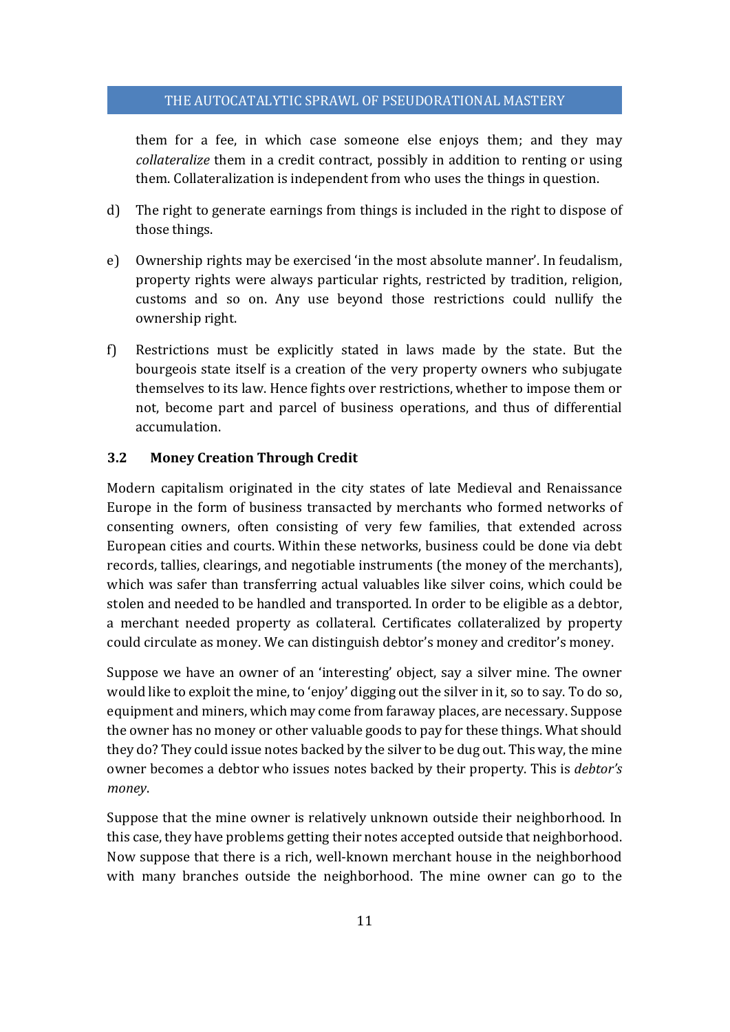them for a fee, in which case someone else enjoys them; and they may *collateralize* them in a credit contract, possibly in addition to renting or using them. Collateralization is independent from who uses the things in question.

d) The right to generate earnings from things is included in the right to dispose of those things.

e) Ownership rights may be exercised 'in the most absolute manner'. In feudalism, property rights were always particular rights, restricted by tradition, religion, customs and so on. Any use beyond those restrictions could nullify the ownership right.

f) Restrictions must be explicitly stated in laws made by the state. But the bourgeois state itself is a creation of the very property owners who subjugate themselves to its law. Hence fights over restrictions, whether to impose them or not, become part and parcel of business operations, and thus of differential accumulation.

### 3.2 Money Creation Through Credit

Modern capitalism originated in the city states of late Medieval and Renaissance Europe in the form of business transacted by merchants who formed networks of consenting owners, often consisting of very few families, that extended across European cities and courts. Within these networks, business could be done via debt records, tallies, clearings, and negotiable instruments (the money of the merchants), which was safer than transferring actual valuables like silver coins, which could be stolen and needed to be handled and transported. In order to be eligible as a debtor, a merchant needed property as collateral. Certificates collateralized by property could circulate as money. We can distinguish debtor's money and creditor's money.

Suppose we have an owner of an 'interesting' object, say a silver mine. The owner would like to exploit the mine, to 'enjoy' digging out the silver in it, so to say. To do so, equipment and miners, which may come from faraway places, are necessary. Suppose the owner has no money or other valuable goods to pay for these things. What should they do? They could issue notes backed by the silver to be dug out. This way, the mine owner becomes a debtor who issues notes backed by their property. This is *debtor's money*.

Suppose that the mine owner is relatively unknown outside their neighborhood. In this case, they have problems getting their notes accepted outside that neighborhood. Now suppose that there is a rich, well-known merchant house in the neighborhood with many branches outside the neighborhood. The mine owner can go to the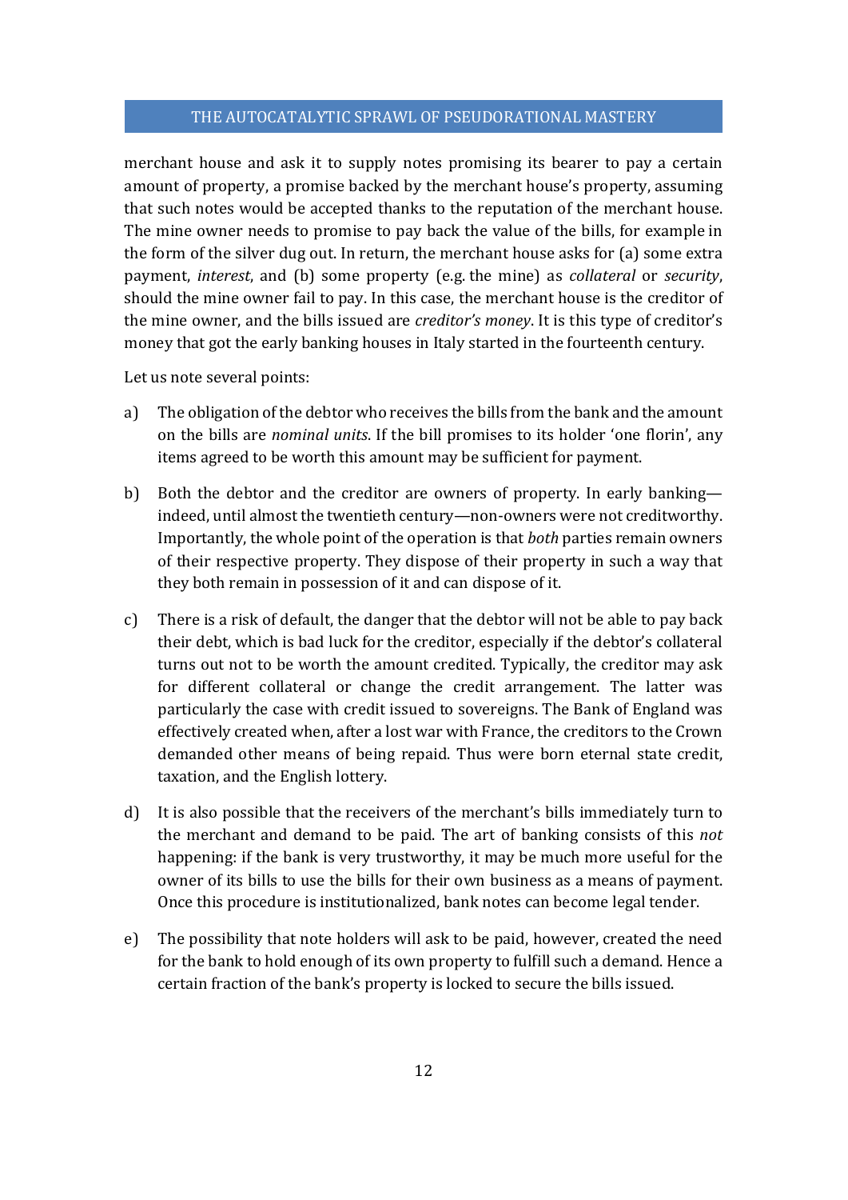merchant house and ask it to supply notes promising its bearer to pay a certain amount of property, a promise backed by the merchant house's property, assuming that such notes would be accepted thanks to the reputation of the merchant house. The mine owner needs to promise to pay back the value of the bills, for example in the form of the silver dug out. In return, the merchant house asks for (a) some extra payment, *interest*, and (b) some property (e.g. the mine) as *collateral* or *security*, should the mine owner fail to pay. In this case, the merchant house is the creditor of the mine owner, and the bills issued are *creditor's money*. It is this type of creditor's money that got the early banking houses in Italy started in the fourteenth century.

Let us note several points:

a) The obligation of the debtor who receives the bills from the bank and the amount on the bills are *nominal units*. If the bill promises to its holder 'one florin', any items agreed to be worth this amount may be sufficient for payment.

b) Both the debtor and the creditor are owners of property. In early banking—indeed, until almost the twentieth century—non-owners were not creditworthy. Importantly, the whole point of the operation is that *both* parties remain owners of their respective property. They dispose of their property in such a way that they both remain in possession of it and can dispose of it.

c) There is a risk of default, the danger that the debtor will not be able to pay back their debt, which is bad luck for the creditor, especially if the debtor's collateral turns out not to be worth the amount credited. Typically, the creditor may ask for different collateral or change the credit arrangement. The latter was particularly the case with credit issued to sovereigns. The Bank of England was effectively created when, after a lost war with France, the creditors to the Crown demanded other means of being repaid. Thus were born eternal state credit, taxation, and the English lottery.

d) It is also possible that the receivers of the merchant's bills immediately turn to the merchant and demand to be paid. The art of banking consists of this *not* happening: if the bank is very trustworthy, it may be much more useful for the owner of its bills to use the bills for their own business as a means of payment. Once this procedure is institutionalized, bank notes can become legal tender.

e) The possibility that note holders will ask to be paid, however, created the need for the bank to hold enough of its own property to fulfill such a demand. Hence a certain fraction of the bank's property is locked to secure the bills issued.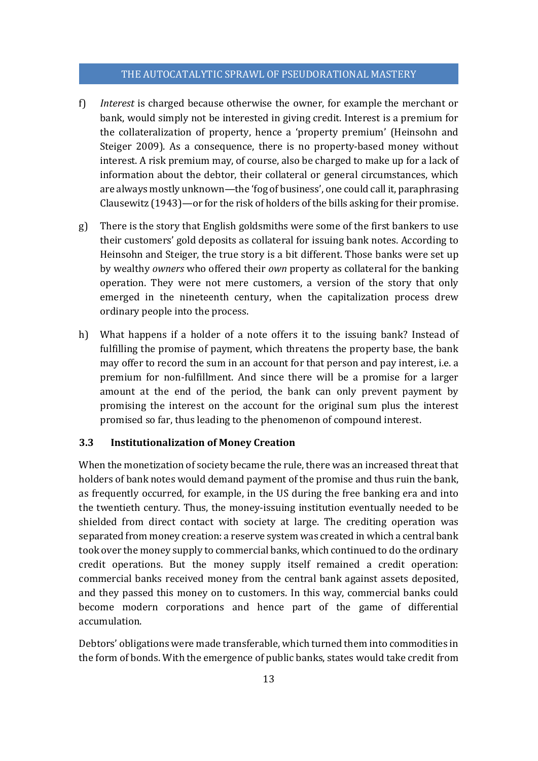f) *Interest* is charged because otherwise the owner, for example the merchant or bank, would simply not be interested in giving credit. Interest is a premium for the collateralization of property, hence a 'property premium' (Heinsohn and Steiger 2009). As a consequence, there is no property-based money without interest. A risk premium may, of course, also be charged to make up for a lack of information about the debtor, their collateral or general circumstances, which are always mostly unknown—the 'fog of business', one could call it, paraphrasing Clausewitz (1943)—or for the risk of holders of the bills asking for their promise.

g) There is the story that English goldsmiths were some of the first bankers to use their customers' gold deposits as collateral for issuing bank notes. According to Heinsohn and Steiger, the true story is a bit different. Those banks were set up by wealthy *owners* who offered their *own* property as collateral for the banking operation. They were not mere customers, a version of the story that only emerged in the nineteenth century, when the capitalization process drew ordinary people into the process.

h) What happens if a holder of a note offers it to the issuing bank? Instead of fulfilling the promise of payment, which threatens the property base, the bank may offer to record the sum in an account for that person and pay interest, i.e. a premium for non-fulfillment. And since there will be a promise for a larger amount at the end of the period, the bank can only prevent payment by promising the interest on the account for the original sum plus the interest promised so far, thus leading to the phenomenon of compound interest.

### 3.3 Institutionalization of Money Creation

When the monetization of society became the rule, there was an increased threat that holders of bank notes would demand payment of the promise and thus ruin the bank, as frequently occurred, for example, in the US during the free banking era and into the twentieth century. Thus, the money-issuing institution eventually needed to be shielded from direct contact with society at large. The crediting operation was separated from money creation: a reserve system was created in which a central bank took over the money supply to commercial banks, which continued to do the ordinary credit operations. But the money supply itself remained a credit operation: commercial banks received money from the central bank against assets deposited, and they passed this money on to customers. In this way, commercial banks could become modern corporations and hence part of the game of differential accumulation.

Debtors' obligations were made transferable, which turned them into commodities in the form of bonds. With the emergence of public banks, states would take credit from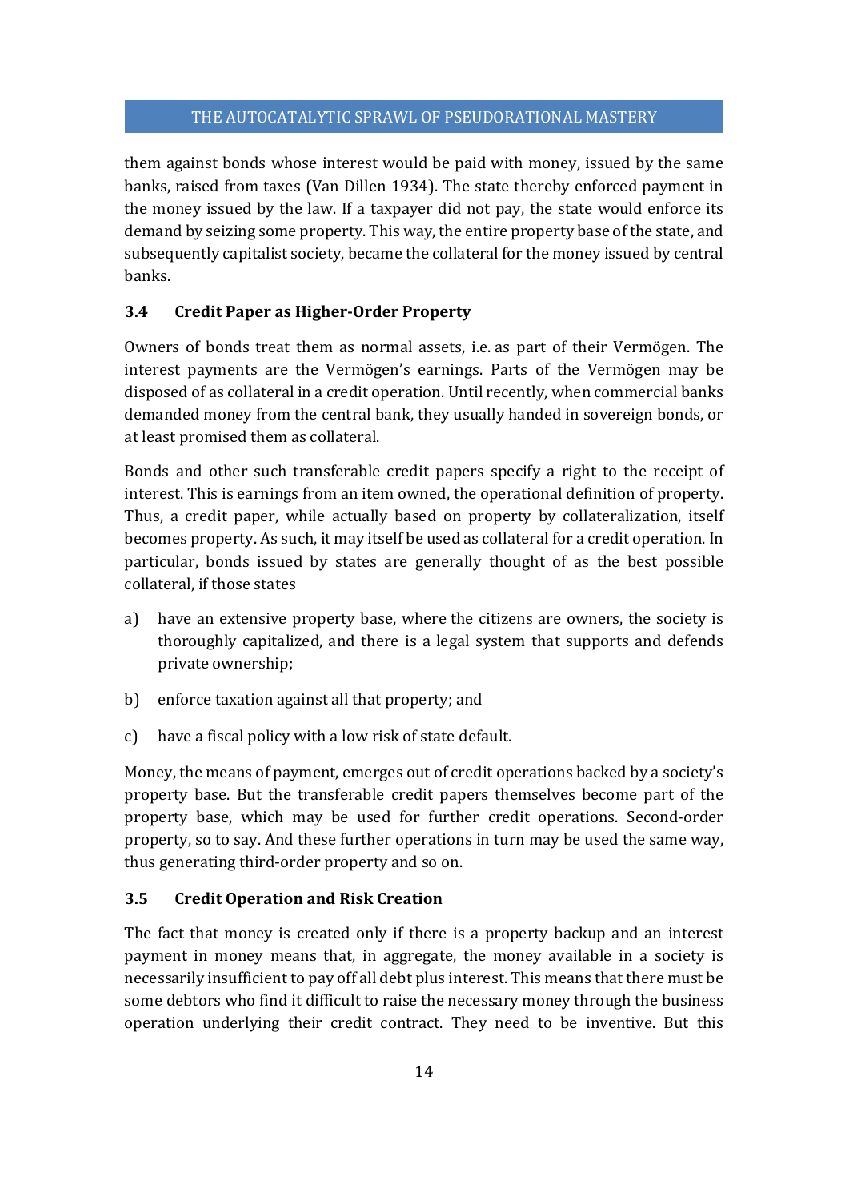them against bonds whose interest would be paid with money, issued by the same banks, raised from taxes (Van Dillen 1934). The state thereby enforced payment in the money issued by the law. If a taxpayer did not pay, the state would enforce its demand by seizing some property. This way, the entire property base of the state, and subsequently capitalist society, became the collateral for the money issued by central banks.

### 3.4 Credit Paper as Higher-Order Property

Owners of bonds treat them as normal assets, i.e. as part of their Vermögen. The interest payments are the Vermögen's earnings. Parts of the Vermögen may be disposed of as collateral in a credit operation. Until recently, when commercial banks demanded money from the central bank, they usually handed in sovereign bonds, or at least promised them as collateral.

Bonds and other such transferable credit papers specify a right to the receipt of interest. This is earnings from an item owned, the operational definition of property. Thus, a credit paper, while actually based on property by collateralization, itself becomes property. As such, it may itself be used as collateral for a credit operation. In particular, bonds issued by states are generally thought of as the best possible collateral, if those states

a) have an extensive property base, where the citizens are owners, the society is thoroughly capitalized, and there is a legal system that supports and defends private ownership;

b) enforce taxation against all that property; and

c) have a fiscal policy with a low risk of state default.

Money, the means of payment, emerges out of credit operations backed by a society's property base. But the transferable credit papers themselves become part of the property base, which may be used for further credit operations. Second-order property, so to say. And these further operations in turn may be used the same way, thus generating third-order property and so on.

### 3.5 Credit Operation and Risk Creation

The fact that money is created only if there is a property backup and an interest payment in money means that, in aggregate, the money available in a society is necessarily insufficient to pay off all debt plus interest. This means that there must be some debtors who find it difficult to raise the necessary money through the business operation underlying their credit contract. They need to be inventive. But this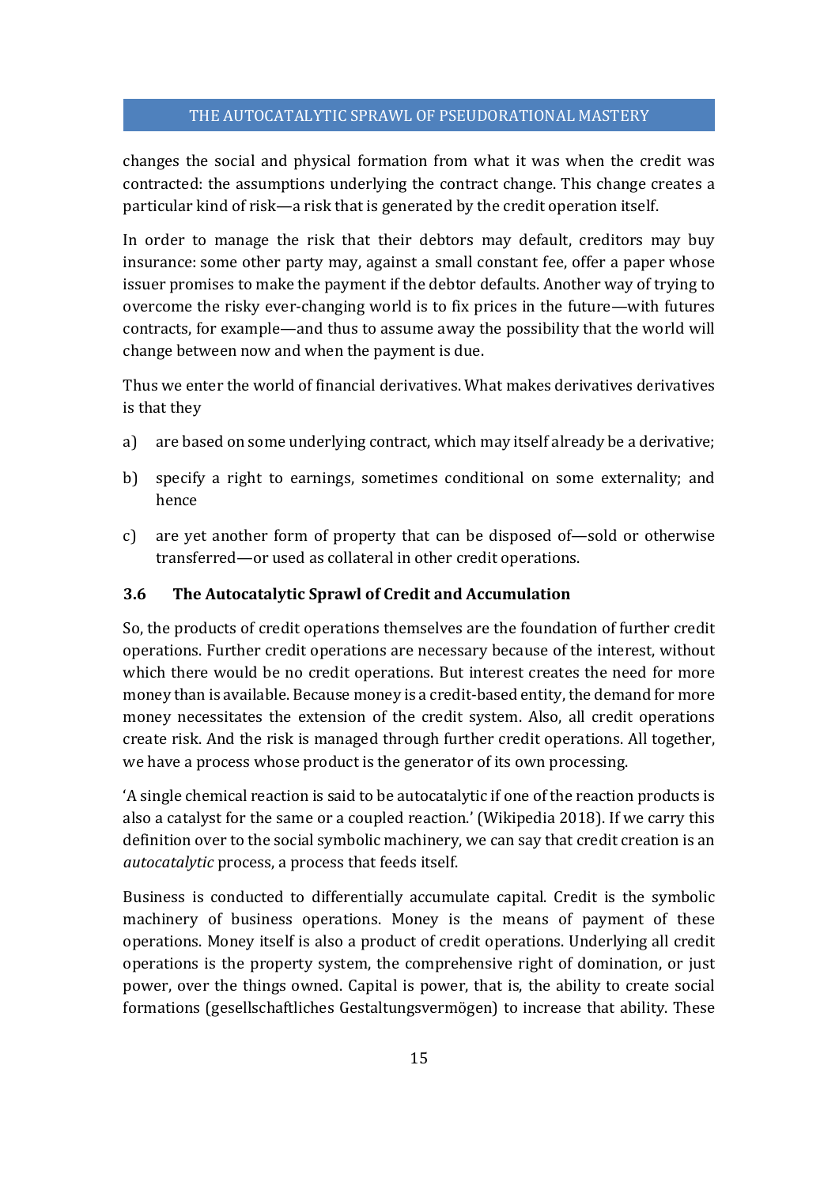changes the social and physical formation from what it was when the credit was contracted: the assumptions underlying the contract change. This change creates a particular kind of risk—a risk that is generated by the credit operation itself.

In order to manage the risk that their debtors may default, creditors may buy insurance: some other party may, against a small constant fee, offer a paper whose issuer promises to make the payment if the debtor defaults. Another way of trying to overcome the risky ever-changing world is to fix prices in the future—with futures contracts, for example—and thus to assume away the possibility that the world will change between now and when the payment is due.

Thus we enter the world of financial derivatives. What makes derivatives derivatives is that they

a) are based on some underlying contract, which may itself already be a derivative;

b) specify a right to earnings, sometimes conditional on some externality; and hence

c) are yet another form of property that can be disposed of—sold or otherwise transferred—or used as collateral in other credit operations.

### 3.6 The Autocatalytic Sprawl of Credit and Accumulation

So, the products of credit operations themselves are the foundation of further credit operations. Further credit operations are necessary because of the interest, without which there would be no credit operations. But interest creates the need for more money than is available. Because money is a credit-based entity, the demand for more money necessitates the extension of the credit system. Also, all credit operations create risk. And the risk is managed through further credit operations. All together, we have a process whose product is the generator of its own processing.

'A single chemical reaction is said to be autocatalytic if one of the reaction products is also a catalyst for the same or a coupled reaction.' (Wikipedia 2018). If we carry this definition over to the social symbolic machinery, we can say that credit creation is an *autocatalytic* process, a process that feeds itself.

Business is conducted to differentially accumulate capital. Credit is the symbolic machinery of business operations. Money is the means of payment of these operations. Money itself is also a product of credit operations. Underlying all credit operations is the property system, the comprehensive right of domination, or just power, over the things owned. Capital is power, that is, the ability to create social formations (gesellschaftliches Gestaltungsvermögen) to increase that ability. These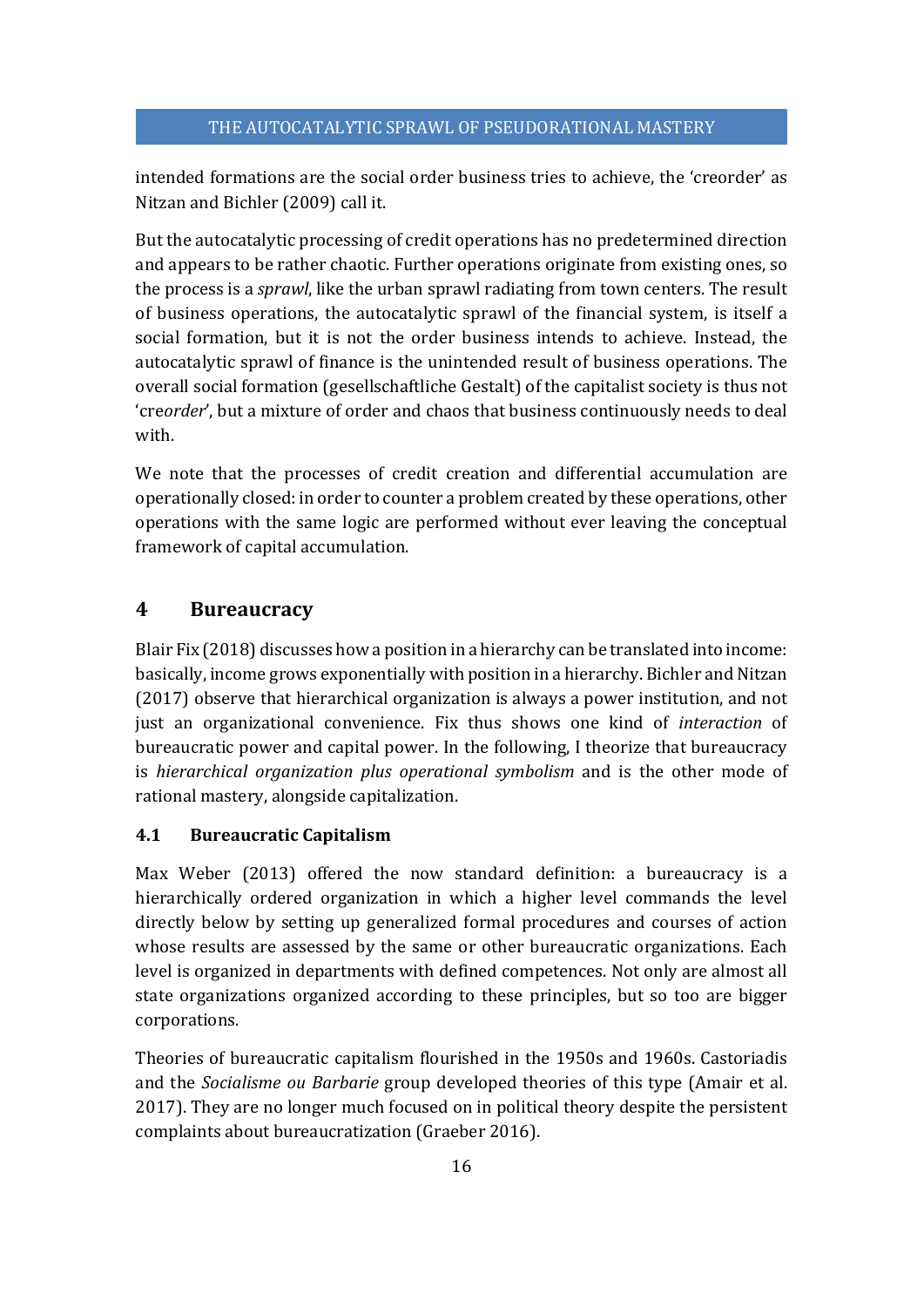intended formations are the social order business tries to achieve, the 'creorder' as Nitzan and Bichler (2009) call it.

But the autocatalytic processing of credit operations has no predetermined direction and appears to be rather chaotic. Further operations originate from existing ones, so the process is a *sprawl*, like the urban sprawl radiating from town centers. The result of business operations, the autocatalytic sprawl of the financial system, is itself a social formation, but it is not the order business intends to achieve. Instead, the autocatalytic sprawl of finance is the unintended result of business operations. The overall social formation (gesellschaftliche Gestalt) of the capitalist society is thus not 'cre*order*', but a mixture of order and chaos that business continuously needs to deal with.

We note that the processes of credit creation and differential accumulation are operationally closed: in order to counter a problem created by these operations, other operations with the same logic are performed without ever leaving the conceptual framework of capital accumulation.

## 4 Bureaucracy

Blair Fix (2018) discusses how a position in a hierarchy can be translated into income: basically, income grows exponentially with position in a hierarchy. Bichler and Nitzan (2017) observe that hierarchical organization is always a power institution, and not just an organizational convenience. Fix thus shows one kind of *interaction* of bureaucratic power and capital power. In the following, I theorize that bureaucracy is *hierarchical organization plus operational symbolism* and is the other mode of rational mastery, alongside capitalization.

### 4.1 Bureaucratic Capitalism

Max Weber (2013) offered the now standard definition: a bureaucracy is a hierarchically ordered organization in which a higher level commands the level directly below by setting up generalized formal procedures and courses of action whose results are assessed by the same or other bureaucratic organizations. Each level is organized in departments with defined competences. Not only are almost all state organizations organized according to these principles, but so too are bigger corporations.

Theories of bureaucratic capitalism flourished in the 1950s and 1960s. Castoriadis and the *Socialisme ou Barbarie* group developed theories of this type (Amair et al. 2017). They are no longer much focused on in political theory despite the persistent complaints about bureaucratization (Graeber 2016).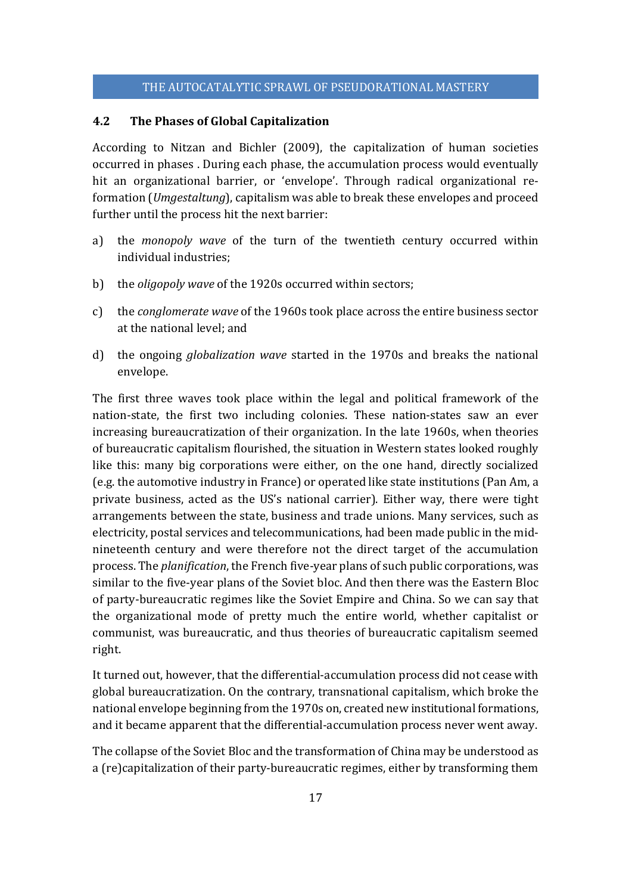### 4.2 The Phases of Global Capitalization

According to Nitzan and Bichler (2009), the capitalization of human societies occurred in phases . During each phase, the accumulation process would eventually hit an organizational barrier, or 'envelope'. Through radical organizational re-formation (*Umgestaltung*), capitalism was able to break these envelopes and proceed further until the process hit the next barrier:

a) the *monopoly wave* of the turn of the twentieth century occurred within individual industries;

b) the *oligopoly wave* of the 1920s occurred within sectors;

c) the *conglomerate wave* of the 1960s took place across the entire business sector at the national level; and

d) the ongoing *globalization wave* started in the 1970s and breaks the national envelope.

The first three waves took place within the legal and political framework of the nation-state, the first two including colonies. These nation-states saw an ever increasing bureaucratization of their organization. In the late 1960s, when theories of bureaucratic capitalism flourished, the situation in Western states looked roughly like this: many big corporations were either, on the one hand, directly socialized (e.g. the automotive industry in France) or operated like state institutions (Pan Am, a private business, acted as the US's national carrier). Either way, there were tight arrangements between the state, business and trade unions. Many services, such as electricity, postal services and telecommunications, had been made public in the mid-nineteenth century and were therefore not the direct target of the accumulation process. The *planification*, the French five-year plans of such public corporations, was similar to the five-year plans of the Soviet bloc. And then there was the Eastern Bloc of party-bureaucratic regimes like the Soviet Empire and China. So we can say that the organizational mode of pretty much the entire world, whether capitalist or communist, was bureaucratic, and thus theories of bureaucratic capitalism seemed right.

It turned out, however, that the differential-accumulation process did not cease with global bureaucratization. On the contrary, transnational capitalism, which broke the national envelope beginning from the 1970s on, created new institutional formations, and it became apparent that the differential-accumulation process never went away.

The collapse of the Soviet Bloc and the transformation of China may be understood as a (re)capitalization of their party-bureaucratic regimes, either by transforming them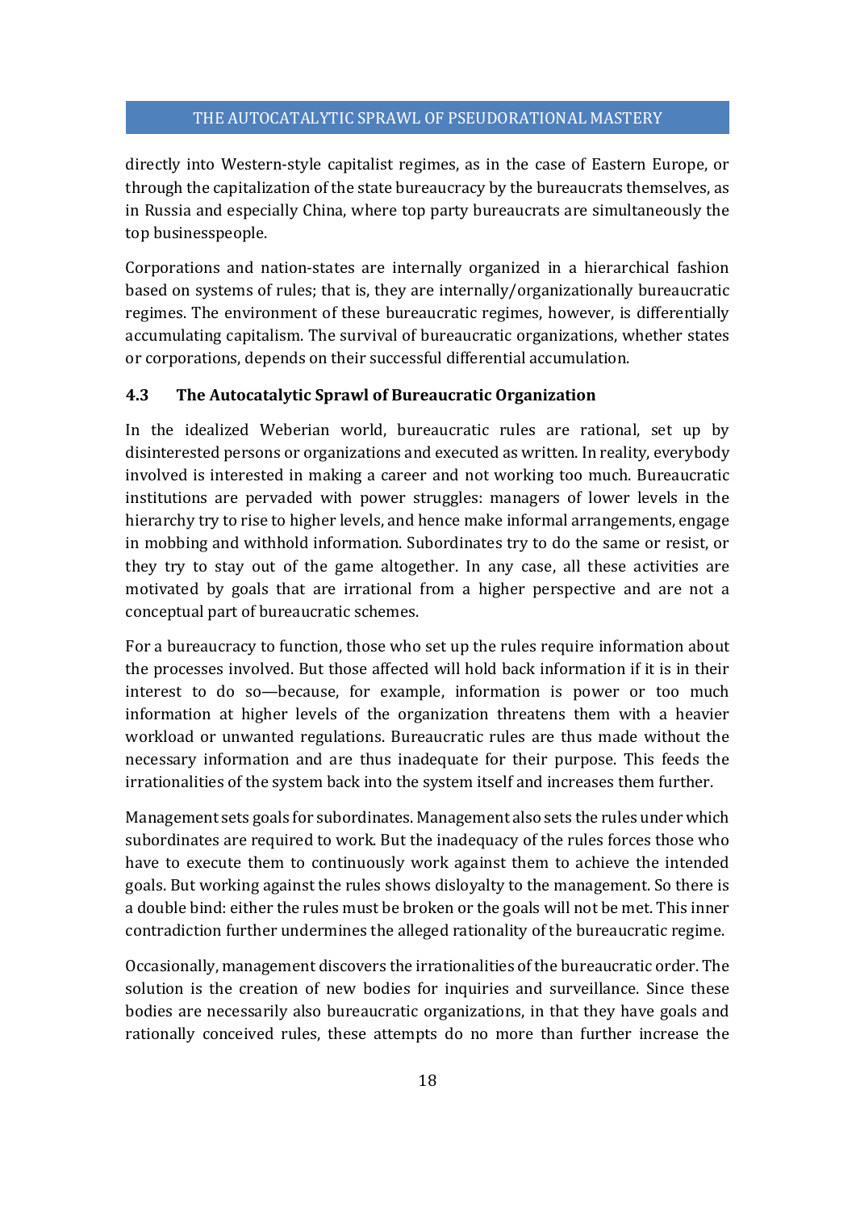directly into Western-style capitalist regimes, as in the case of Eastern Europe, or through the capitalization of the state bureaucracy by the bureaucrats themselves, as in Russia and especially China, where top party bureaucrats are simultaneously the top businesspeople.

Corporations and nation-states are internally organized in a hierarchical fashion based on systems of rules; that is, they are internally/organizationally bureaucratic regimes. The environment of these bureaucratic regimes, however, is differentially accumulating capitalism. The survival of bureaucratic organizations, whether states or corporations, depends on their successful differential accumulation.

### 4.3 The Autocatalytic Sprawl of Bureaucratic Organization

In the idealized Weberian world, bureaucratic rules are rational, set up by disinterested persons or organizations and executed as written. In reality, everybody involved is interested in making a career and not working too much. Bureaucratic institutions are pervaded with power struggles: managers of lower levels in the hierarchy try to rise to higher levels, and hence make informal arrangements, engage in mobbing and withhold information. Subordinates try to do the same or resist, or they try to stay out of the game altogether. In any case, all these activities are motivated by goals that are irrational from a higher perspective and are not a conceptual part of bureaucratic schemes.

For a bureaucracy to function, those who set up the rules require information about the processes involved. But those affected will hold back information if it is in their interest to do so—because, for example, information is power or too much information at higher levels of the organization threatens them with a heavier workload or unwanted regulations. Bureaucratic rules are thus made without the necessary information and are thus inadequate for their purpose. This feeds the irrationalities of the system back into the system itself and increases them further.

Management sets goals for subordinates. Management also sets the rules under which subordinates are required to work. But the inadequacy of the rules forces those who have to execute them to continuously work against them to achieve the intended goals. But working against the rules shows disloyalty to the management. So there is a double bind: either the rules must be broken or the goals will not be met. This inner contradiction further undermines the alleged rationality of the bureaucratic regime.

Occasionally, management discovers the irrationalities of the bureaucratic order. The solution is the creation of new bodies for inquiries and surveillance. Since these bodies are necessarily also bureaucratic organizations, in that they have goals and rationally conceived rules, these attempts do no more than further increase the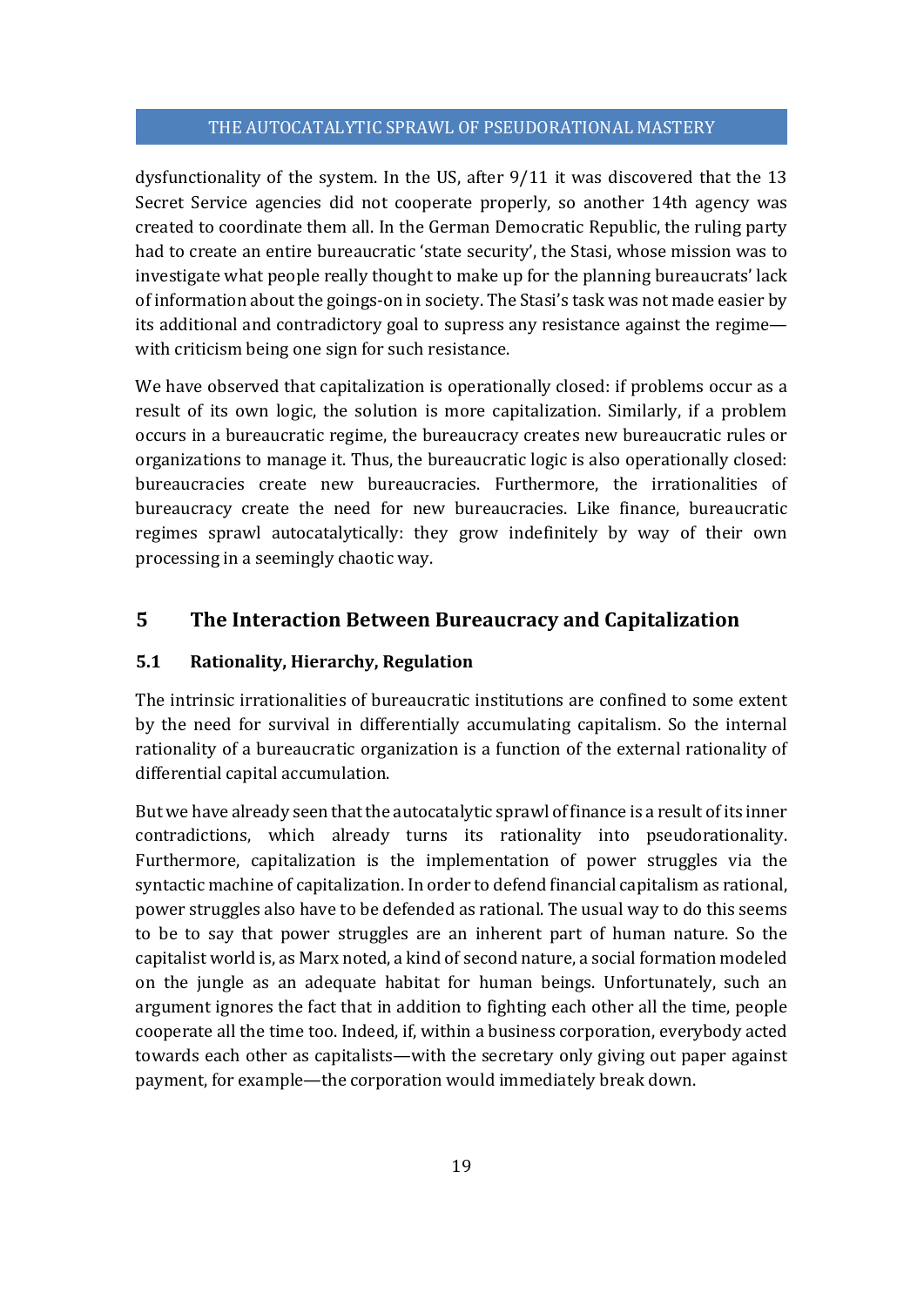dysfunctionality of the system. In the US, after 9/11 it was discovered that the 13 Secret Service agencies did not cooperate properly, so another 14th agency was created to coordinate them all. In the German Democratic Republic, the ruling party had to create an entire bureaucratic 'state security', the Stasi, whose mission was to investigate what people really thought to make up for the planning bureaucrats' lack of information about the goings-on in society. The Stasi's task was not made easier by its additional and contradictory goal to supress any resistance against the regime—with criticism being one sign for such resistance.

We have observed that capitalization is operationally closed: if problems occur as a result of its own logic, the solution is more capitalization. Similarly, if a problem occurs in a bureaucratic regime, the bureaucracy creates new bureaucratic rules or organizations to manage it. Thus, the bureaucratic logic is also operationally closed: bureaucracies create new bureaucracies. Furthermore, the irrationalities of bureaucracy create the need for new bureaucracies. Like finance, bureaucratic regimes sprawl autocatalytically: they grow indefinitely by way of their own processing in a seemingly chaotic way.

## 5 The Interaction Between Bureaucracy and Capitalization

### 5.1 Rationality, Hierarchy, Regulation

The intrinsic irrationalities of bureaucratic institutions are confined to some extent by the need for survival in differentially accumulating capitalism. So the internal rationality of a bureaucratic organization is a function of the external rationality of differential capital accumulation.

But we have already seen that the autocatalytic sprawl of finance is a result of its inner contradictions, which already turns its rationality into pseudorationality. Furthermore, capitalization is the implementation of power struggles via the syntactic machine of capitalization. In order to defend financial capitalism as rational, power struggles also have to be defended as rational. The usual way to do this seems to be to say that power struggles are an inherent part of human nature. So the capitalist world is, as Marx noted, a kind of second nature, a social formation modeled on the jungle as an adequate habitat for human beings. Unfortunately, such an argument ignores the fact that in addition to fighting each other all the time, people cooperate all the time too. Indeed, if, within a business corporation, everybody acted towards each other as capitalists—with the secretary only giving out paper against payment, for example—the corporation would immediately break down.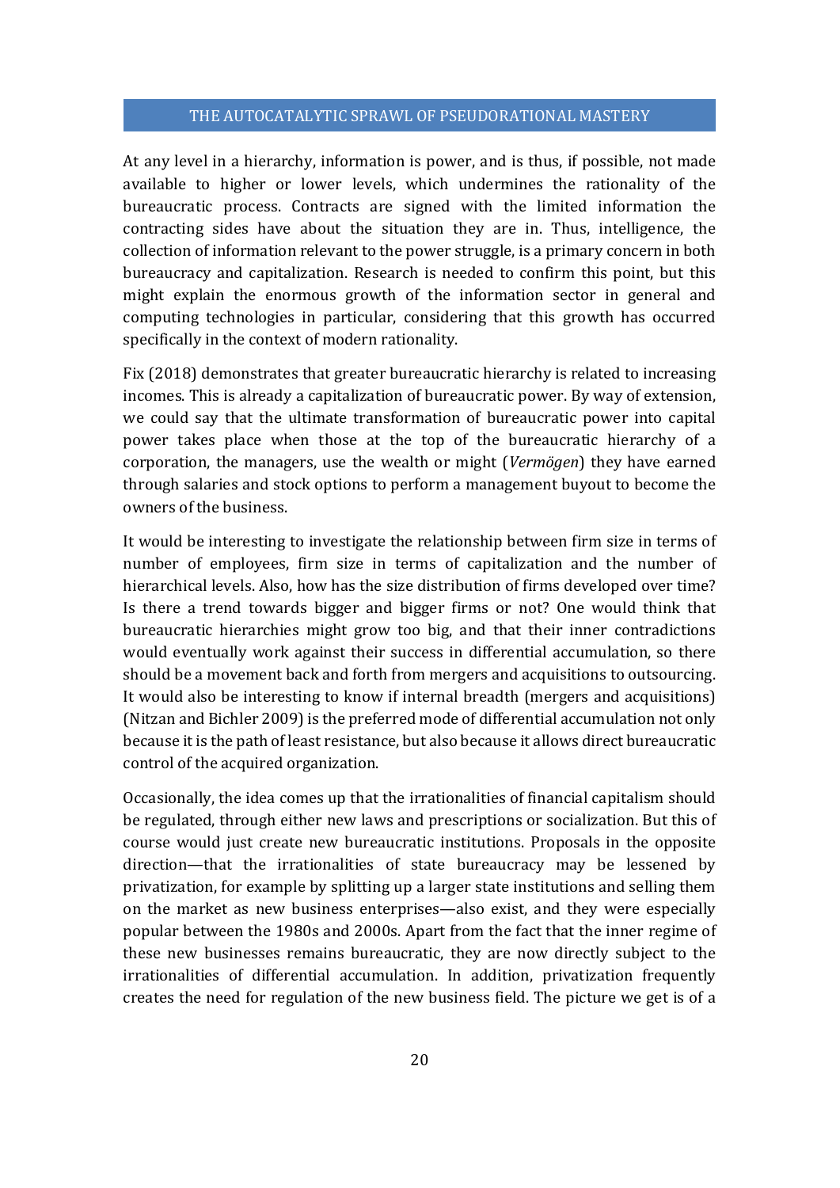At any level in a hierarchy, information is power, and is thus, if possible, not made available to higher or lower levels, which undermines the rationality of the bureaucratic process. Contracts are signed with the limited information the contracting sides have about the situation they are in. Thus, intelligence, the collection of information relevant to the power struggle, is a primary concern in both bureaucracy and capitalization. Research is needed to confirm this point, but this might explain the enormous growth of the information sector in general and computing technologies in particular, considering that this growth has occurred specifically in the context of modern rationality.

Fix (2018) demonstrates that greater bureaucratic hierarchy is related to increasing incomes. This is already a capitalization of bureaucratic power. By way of extension, we could say that the ultimate transformation of bureaucratic power into capital power takes place when those at the top of the bureaucratic hierarchy of a corporation, the managers, use the wealth or might (*Vermögen*) they have earned through salaries and stock options to perform a management buyout to become the owners of the business.

It would be interesting to investigate the relationship between firm size in terms of number of employees, firm size in terms of capitalization and the number of hierarchical levels. Also, how has the size distribution of firms developed over time? Is there a trend towards bigger and bigger firms or not? One would think that bureaucratic hierarchies might grow too big, and that their inner contradictions would eventually work against their success in differential accumulation, so there should be a movement back and forth from mergers and acquisitions to outsourcing. It would also be interesting to know if internal breadth (mergers and acquisitions) (Nitzan and Bichler 2009) is the preferred mode of differential accumulation not only because it is the path of least resistance, but also because it allows direct bureaucratic control of the acquired organization.

Occasionally, the idea comes up that the irrationalities of financial capitalism should be regulated, through either new laws and prescriptions or socialization. But this of course would just create new bureaucratic institutions. Proposals in the opposite direction—that the irrationalities of state bureaucracy may be lessened by privatization, for example by splitting up a larger state institutions and selling them on the market as new business enterprises—also exist, and they were especially popular between the 1980s and 2000s. Apart from the fact that the inner regime of these new businesses remains bureaucratic, they are now directly subject to the irrationalities of differential accumulation. In addition, privatization frequently creates the need for regulation of the new business field. The picture we get is of a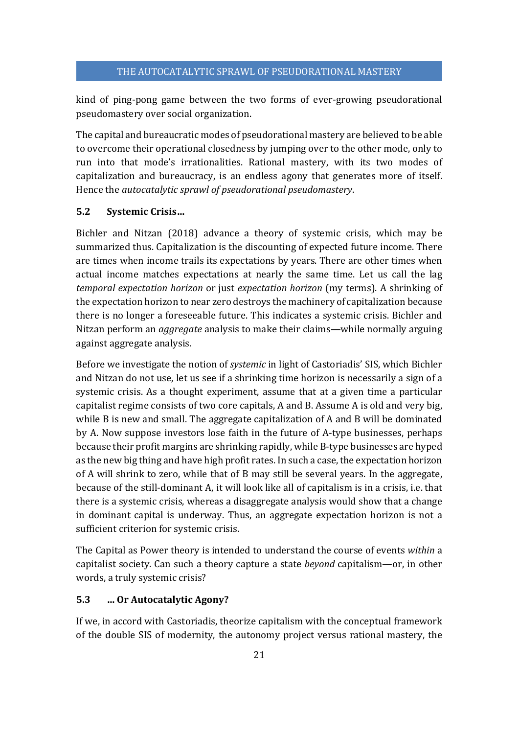kind of ping-pong game between the two forms of ever-growing pseudorational pseudomastery over social organization.

The capital and bureaucratic modes of pseudorational mastery are believed to be able to overcome their operational closedness by jumping over to the other mode, only to run into that mode's irrationalities. Rational mastery, with its two modes of capitalization and bureaucracy, is an endless agony that generates more of itself. Hence the *autocatalytic sprawl of pseudorational pseudomastery*.

### 5.2 Systemic Crisis…

Bichler and Nitzan (2018) advance a theory of systemic crisis, which may be summarized thus. Capitalization is the discounting of expected future income. There are times when income trails its expectations by years. There are other times when actual income matches expectations at nearly the same time. Let us call the lag *temporal expectation horizon* or just *expectation horizon* (my terms). A shrinking of the expectation horizon to near zero destroys the machinery of capitalization because there is no longer a foreseeable future. This indicates a systemic crisis. Bichler and Nitzan perform an *aggregate* analysis to make their claims—while normally arguing against aggregate analysis.

Before we investigate the notion of *systemic* in light of Castoriadis' SIS, which Bichler and Nitzan do not use, let us see if a shrinking time horizon is necessarily a sign of a systemic crisis. As a thought experiment, assume that at a given time a particular capitalist regime consists of two core capitals, A and B. Assume A is old and very big, while B is new and small. The aggregate capitalization of A and B will be dominated by A. Now suppose investors lose faith in the future of A-type businesses, perhaps because their profit margins are shrinking rapidly, while B-type businesses are hyped as the new big thing and have high profit rates. In such a case, the expectation horizon of A will shrink to zero, while that of B may still be several years. In the aggregate, because of the still-dominant A, it will look like all of capitalism is in a crisis, i.e. that there is a systemic crisis, whereas a disaggregate analysis would show that a change in dominant capital is underway. Thus, an aggregate expectation horizon is not a sufficient criterion for systemic crisis.

The Capital as Power theory is intended to understand the course of events *within* a capitalist society. Can such a theory capture a state *beyond* capitalism—or, in other words, a truly systemic crisis?

### 5.3 … Or Autocatalytic Agony?

If we, in accord with Castoriadis, theorize capitalism with the conceptual framework of the double SIS of modernity, the autonomy project versus rational mastery, the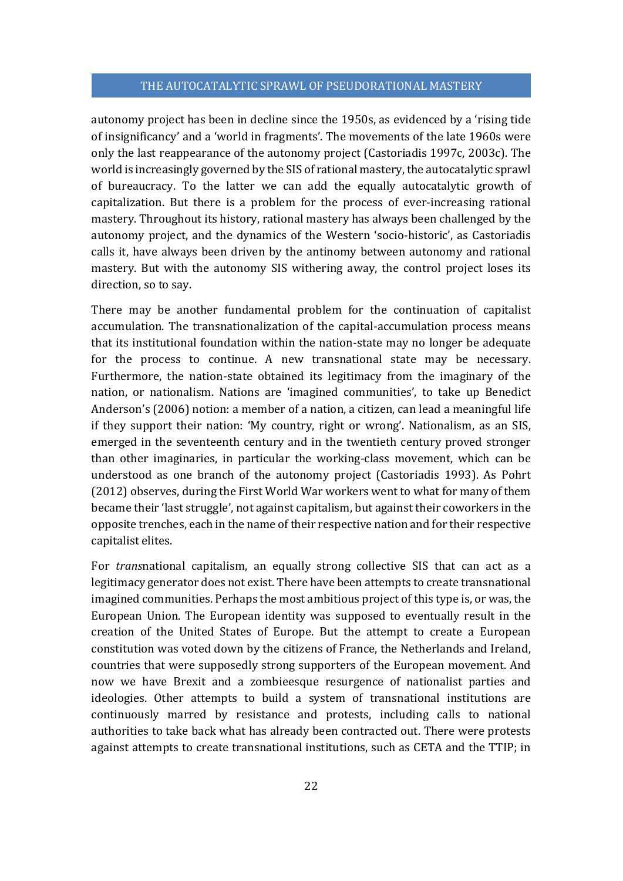autonomy project has been in decline since the 1950s, as evidenced by a 'rising tide of insignificancy' and a 'world in fragments'. The movements of the late 1960s were only the last reappearance of the autonomy project (Castoriadis 1997c, 2003c). The world is increasingly governed by the SIS of rational mastery, the autocatalytic sprawl of bureaucracy. To the latter we can add the equally autocatalytic growth of capitalization. But there is a problem for the process of ever-increasing rational mastery. Throughout its history, rational mastery has always been challenged by the autonomy project, and the dynamics of the Western 'socio-historic', as Castoriadis calls it, have always been driven by the antinomy between autonomy and rational mastery. But with the autonomy SIS withering away, the control project loses its direction, so to say.

There may be another fundamental problem for the continuation of capitalist accumulation. The transnationalization of the capital-accumulation process means that its institutional foundation within the nation-state may no longer be adequate for the process to continue. A new transnational state may be necessary. Furthermore, the nation-state obtained its legitimacy from the imaginary of the nation, or nationalism. Nations are 'imagined communities', to take up Benedict Anderson's (2006) notion: a member of a nation, a citizen, can lead a meaningful life if they support their nation: 'My country, right or wrong'. Nationalism, as an SIS, emerged in the seventeenth century and in the twentieth century proved stronger than other imaginaries, in particular the working-class movement, which can be understood as one branch of the autonomy project (Castoriadis 1993). As Pohrt (2012) observes, during the First World War workers went to what for many of them became their 'last struggle', not against capitalism, but against their coworkers in the opposite trenches, each in the name of their respective nation and for their respective capitalist elites.

For *trans*national capitalism, an equally strong collective SIS that can act as a legitimacy generator does not exist. There have been attempts to create transnational imagined communities. Perhaps the most ambitious project of this type is, or was, the European Union. The European identity was supposed to eventually result in the creation of the United States of Europe. But the attempt to create a European constitution was voted down by the citizens of France, the Netherlands and Ireland, countries that were supposedly strong supporters of the European movement. And now we have Brexit and a zombieesque resurgence of nationalist parties and ideologies. Other attempts to build a system of transnational institutions are continuously marred by resistance and protests, including calls to national authorities to take back what has already been contracted out. There were protests against attempts to create transnational institutions, such as CETA and the TTIP; in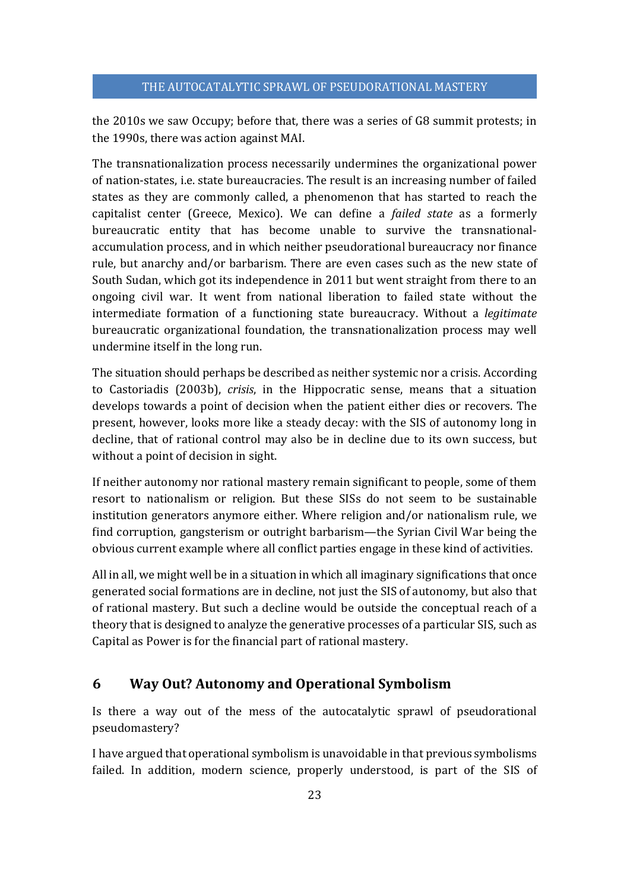the 2010s we saw Occupy; before that, there was a series of G8 summit protests; in the 1990s, there was action against MAI.

The transnationalization process necessarily undermines the organizational power of nation-states, i.e. state bureaucracies. The result is an increasing number of failed states as they are commonly called, a phenomenon that has started to reach the capitalist center (Greece, Mexico). We can define a *failed state* as a formerly bureaucratic entity that has become unable to survive the transnational-accumulation process, and in which neither pseudorational bureaucracy nor finance rule, but anarchy and/or barbarism. There are even cases such as the new state of South Sudan, which got its independence in 2011 but went straight from there to an ongoing civil war. It went from national liberation to failed state without the intermediate formation of a functioning state bureaucracy. Without a *legitimate* bureaucratic organizational foundation, the transnationalization process may well undermine itself in the long run.

The situation should perhaps be described as neither systemic nor a crisis. According to Castoriadis (2003b), *crisis*, in the Hippocratic sense, means that a situation develops towards a point of decision when the patient either dies or recovers. The present, however, looks more like a steady decay: with the SIS of autonomy long in decline, that of rational control may also be in decline due to its own success, but without a point of decision in sight.

If neither autonomy nor rational mastery remain significant to people, some of them resort to nationalism or religion. But these SISs do not seem to be sustainable institution generators anymore either. Where religion and/or nationalism rule, we find corruption, gangsterism or outright barbarism—the Syrian Civil War being the obvious current example where all conflict parties engage in these kind of activities.

All in all, we might well be in a situation in which all imaginary significations that once generated social formations are in decline, not just the SIS of autonomy, but also that of rational mastery. But such a decline would be outside the conceptual reach of a theory that is designed to analyze the generative processes of a particular SIS, such as Capital as Power is for the financial part of rational mastery.

## 6 Way Out? Autonomy and Operational Symbolism

Is there a way out of the mess of the autocatalytic sprawl of pseudorational pseudomastery?

I have argued that operational symbolism is unavoidable in that previous symbolisms failed. In addition, modern science, properly understood, is part of the SIS of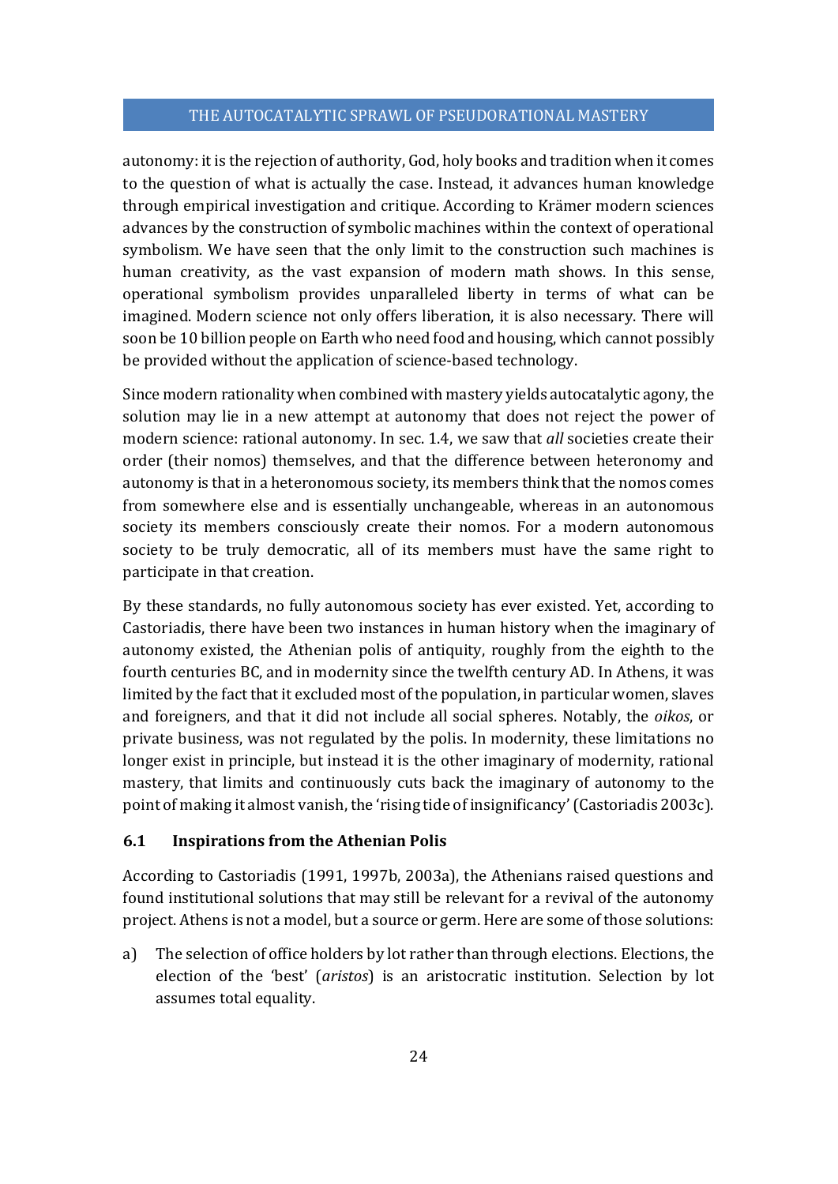autonomy: it is the rejection of authority, God, holy books and tradition when it comes to the question of what is actually the case. Instead, it advances human knowledge through empirical investigation and critique. According to Krämer modern sciences advances by the construction of symbolic machines within the context of operational symbolism. We have seen that the only limit to the construction such machines is human creativity, as the vast expansion of modern math shows. In this sense, operational symbolism provides unparalleled liberty in terms of what can be imagined. Modern science not only offers liberation, it is also necessary. There will soon be 10 billion people on Earth who need food and housing, which cannot possibly be provided without the application of science-based technology.

Since modern rationality when combined with mastery yields autocatalytic agony, the solution may lie in a new attempt at autonomy that does not reject the power of modern science: rational autonomy. In sec. 1.4, we saw that *all* societies create their order (their nomos) themselves, and that the difference between heteronomy and autonomy is that in a heteronomous society, its members think that the nomos comes from somewhere else and is essentially unchangeable, whereas in an autonomous society its members consciously create their nomos. For a modern autonomous society to be truly democratic, all of its members must have the same right to participate in that creation.

By these standards, no fully autonomous society has ever existed. Yet, according to Castoriadis, there have been two instances in human history when the imaginary of autonomy existed, the Athenian polis of antiquity, roughly from the eighth to the fourth centuries BC, and in modernity since the twelfth century AD. In Athens, it was limited by the fact that it excluded most of the population, in particular women, slaves and foreigners, and that it did not include all social spheres. Notably, the *oikos*, or private business, was not regulated by the polis. In modernity, these limitations no longer exist in principle, but instead it is the other imaginary of modernity, rational mastery, that limits and continuously cuts back the imaginary of autonomy to the point of making it almost vanish, the 'rising tide of insignificancy' (Castoriadis 2003c).

### 6.1 Inspirations from the Athenian Polis

According to Castoriadis (1991, 1997b, 2003a), the Athenians raised questions and found institutional solutions that may still be relevant for a revival of the autonomy project. Athens is not a model, but a source or germ. Here are some of those solutions:

a) The selection of office holders by lot rather than through elections. Elections, the election of the 'best' (*aristos*) is an aristocratic institution. Selection by lot assumes total equality.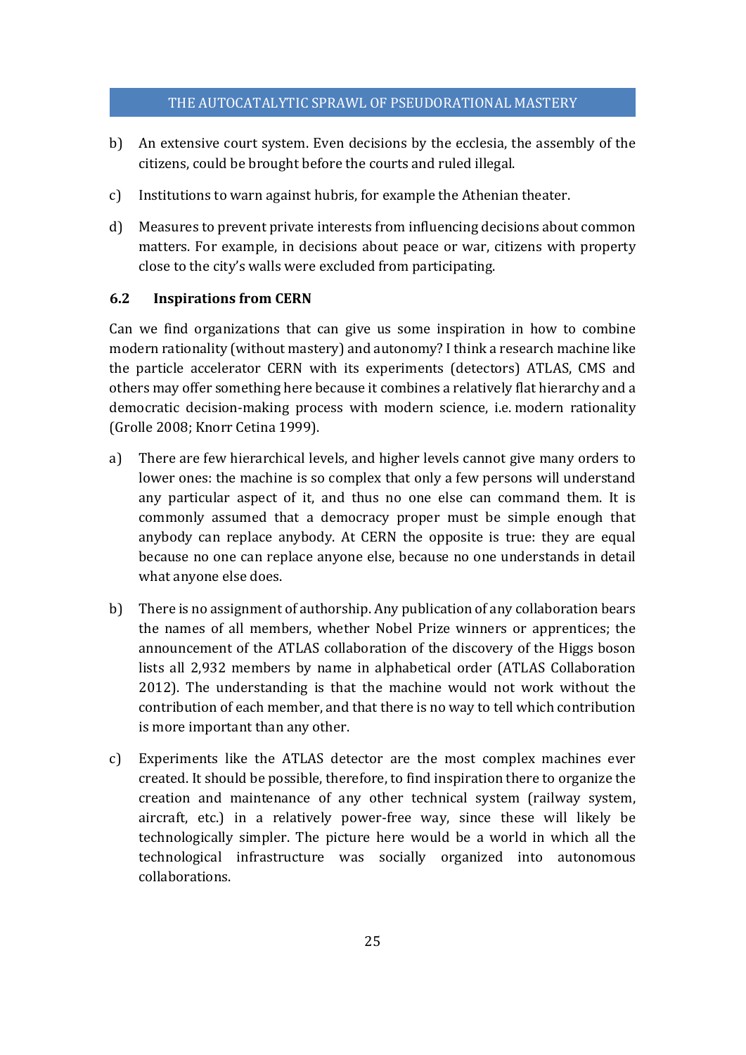b) An extensive court system. Even decisions by the ecclesia, the assembly of the citizens, could be brought before the courts and ruled illegal.

c) Institutions to warn against hubris, for example the Athenian theater.

d) Measures to prevent private interests from influencing decisions about common matters. For example, in decisions about peace or war, citizens with property close to the city's walls were excluded from participating.

### 6.2 Inspirations from CERN

Can we find organizations that can give us some inspiration in how to combine modern rationality (without mastery) and autonomy? I think a research machine like the particle accelerator CERN with its experiments (detectors) ATLAS, CMS and others may offer something here because it combines a relatively flat hierarchy and a democratic decision-making process with modern science, i.e. modern rationality (Grolle 2008; Knorr Cetina 1999).

a) There are few hierarchical levels, and higher levels cannot give many orders to lower ones: the machine is so complex that only a few persons will understand any particular aspect of it, and thus no one else can command them. It is commonly assumed that a democracy proper must be simple enough that anybody can replace anybody. At CERN the opposite is true: they are equal because no one can replace anyone else, because no one understands in detail what anyone else does.

b) There is no assignment of authorship. Any publication of any collaboration bears the names of all members, whether Nobel Prize winners or apprentices; the announcement of the ATLAS collaboration of the discovery of the Higgs boson lists all 2,932 members by name in alphabetical order (ATLAS Collaboration 2012). The understanding is that the machine would not work without the contribution of each member, and that there is no way to tell which contribution is more important than any other.

c) Experiments like the ATLAS detector are the most complex machines ever created. It should be possible, therefore, to find inspiration there to organize the creation and maintenance of any other technical system (railway system, aircraft, etc.) in a relatively power-free way, since these will likely be technologically simpler. The picture here would be a world in which all the technological infrastructure was socially organized into autonomous collaborations.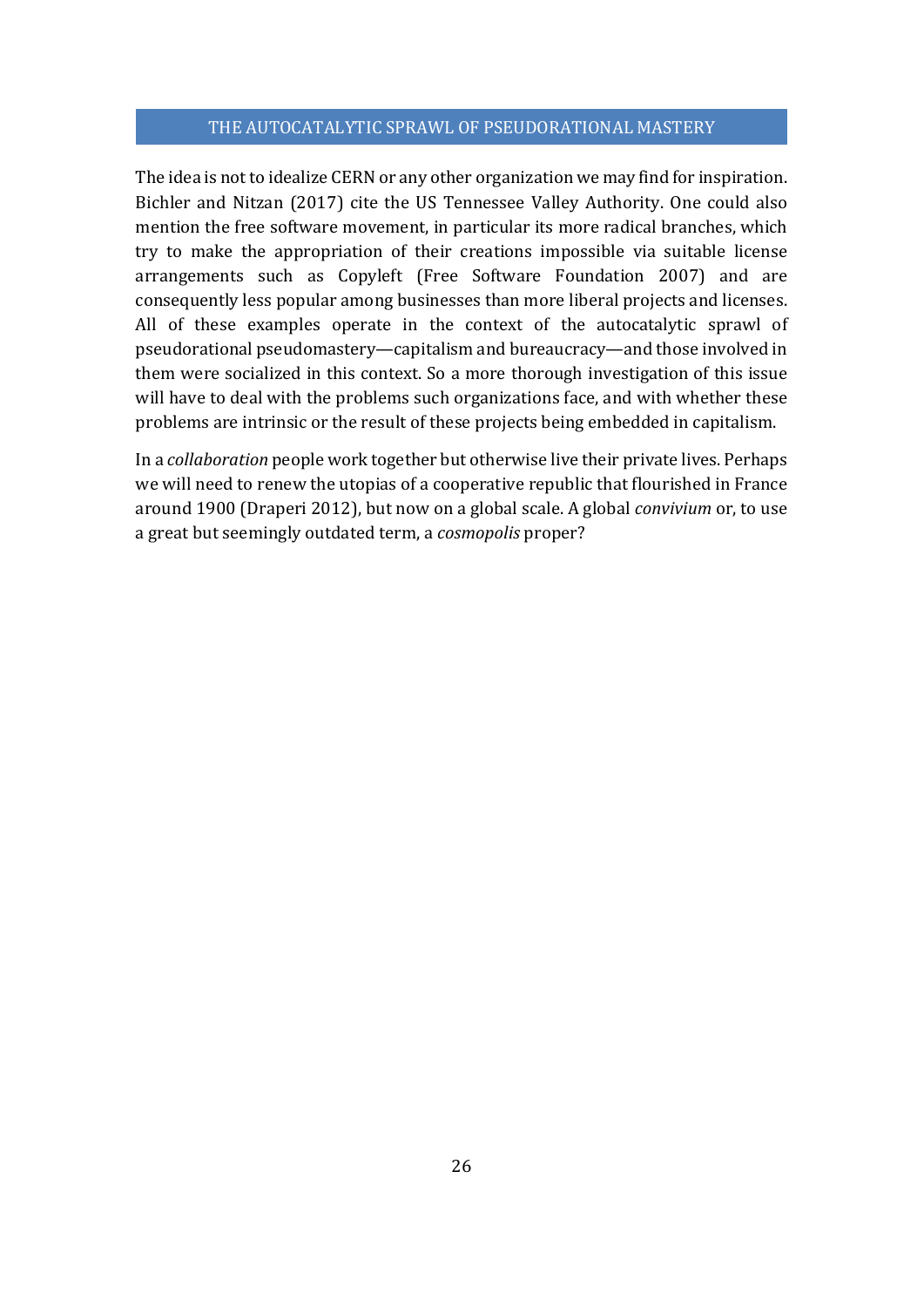The idea is not to idealize CERN or any other organization we may find for inspiration. Bichler and Nitzan (2017) cite the US Tennessee Valley Authority. One could also mention the free software movement, in particular its more radical branches, which try to make the appropriation of their creations impossible via suitable license arrangements such as Copyleft (Free Software Foundation 2007) and are consequently less popular among businesses than more liberal projects and licenses. All of these examples operate in the context of the autocatalytic sprawl of pseudorational pseudomastery—capitalism and bureaucracy—and those involved in them were socialized in this context. So a more thorough investigation of this issue will have to deal with the problems such organizations face, and with whether these problems are intrinsic or the result of these projects being embedded in capitalism.

In a *collaboration* people work together but otherwise live their private lives. Perhaps we will need to renew the utopias of a cooperative republic that flourished in France around 1900 (Draperi 2012), but now on a global scale. A global *convivium* or, to use a great but seemingly outdated term, a *cosmopolis* proper?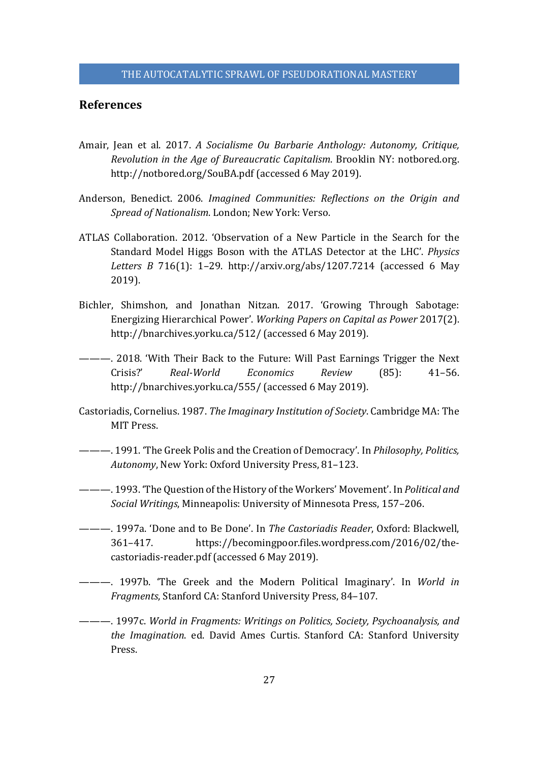## References

Amair, Jean et al. 2017. *A Socialisme Ou Barbarie Anthology: Autonomy, Critique, Revolution in the Age of Bureaucratic Capitalism*. Brooklin NY: notbored.org. http://notbored.org/SouBA.pdf (accessed 6 May 2019).

Anderson, Benedict. 2006. *Imagined Communities: Reflections on the Origin and Spread of Nationalism*. London; New York: Verso.

ATLAS Collaboration. 2012. 'Observation of a New Particle in the Search for the Standard Model Higgs Boson with the ATLAS Detector at the LHC'. *Physics Letters B* 716(1): 1–29. http://arxiv.org/abs/1207.7214 (accessed 6 May 2019).

Bichler, Shimshon, and Jonathan Nitzan. 2017. 'Growing Through Sabotage: Energizing Hierarchical Power'. *Working Papers on Capital as Power* 2017(2). http://bnarchives.yorku.ca/512/ (accessed 6 May 2019).

———. 2018. 'With Their Back to the Future: Will Past Earnings Trigger the Next Crisis?' *Real-World Economics Review* (85): 41–56. http://bnarchives.yorku.ca/555/ (accessed 6 May 2019).

Castoriadis, Cornelius. 1987. *The Imaginary Institution of Society*. Cambridge MA: The MIT Press.

———. 1991. 'The Greek Polis and the Creation of Democracy'. In *Philosophy, Politics, Autonomy*, New York: Oxford University Press, 81–123.

———. 1993. 'The Question of the History of the Workers' Movement'. In *Political and Social Writings*, Minneapolis: University of Minnesota Press, 157–206.

———. 1997a. 'Done and to Be Done'. In *The Castoriadis Reader*, Oxford: Blackwell, 361–417. https://becomingpoor.files.wordpress.com/2016/02/the-castoriadis-reader.pdf (accessed 6 May 2019).

———. 1997b. 'The Greek and the Modern Political Imaginary'. In *World in Fragments*, Stanford CA: Stanford University Press, 84–107.

———. 1997c. *World in Fragments: Writings on Politics, Society, Psychoanalysis, and the Imagination*. ed. David Ames Curtis. Stanford CA: Stanford University Press.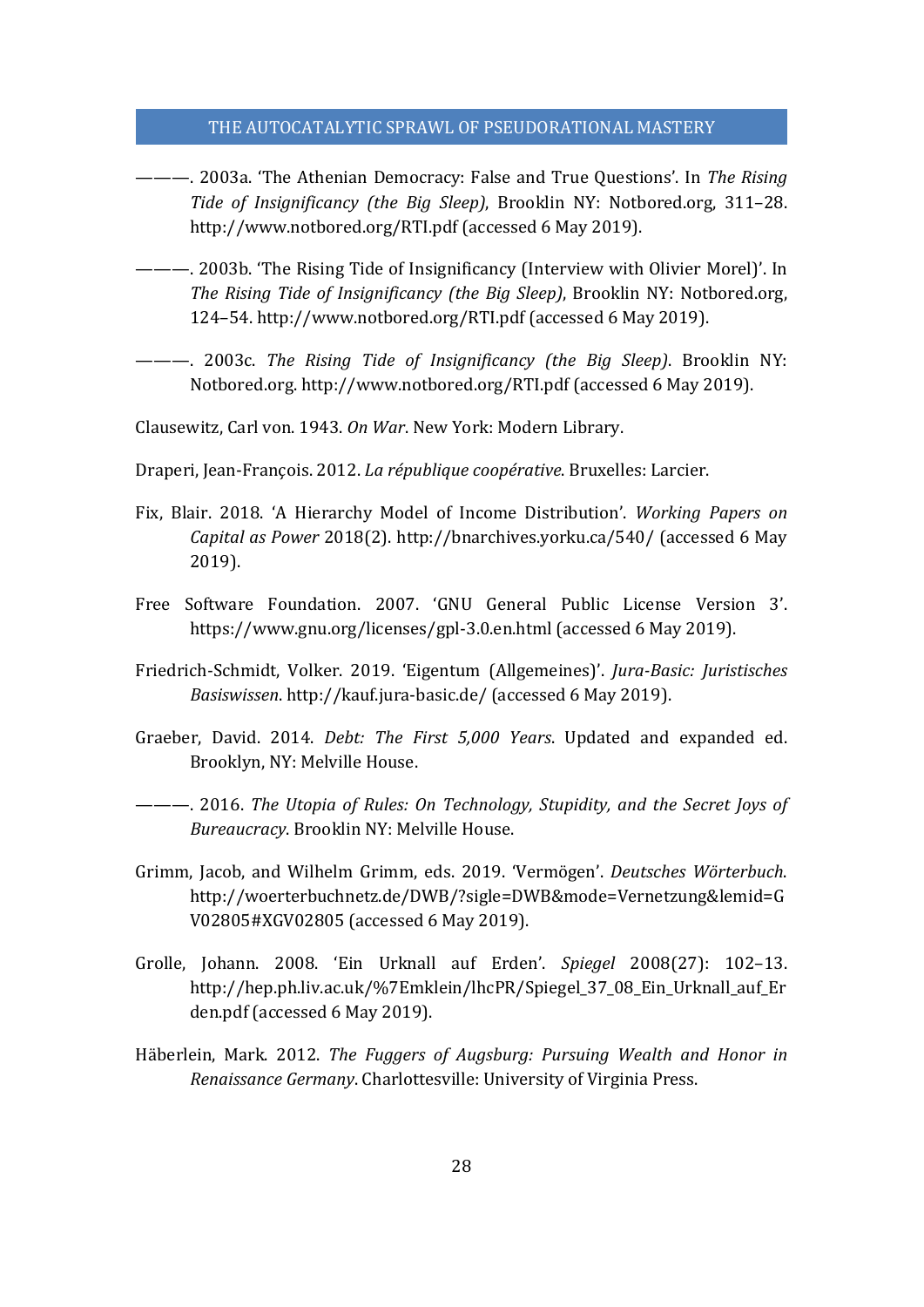———. 2003a. 'The Athenian Democracy: False and True Questions'. In *The Rising Tide of Insignificancy (the Big Sleep)*, Brooklin NY: Notbored.org, 311–28. http://www.notbored.org/RTI.pdf (accessed 6 May 2019).

———. 2003b. 'The Rising Tide of Insignificancy (Interview with Olivier Morel)'. In *The Rising Tide of Insignificancy (the Big Sleep)*, Brooklin NY: Notbored.org, 124–54. http://www.notbored.org/RTI.pdf (accessed 6 May 2019).

———. 2003c. *The Rising Tide of Insignificancy (the Big Sleep)*. Brooklin NY: Notbored.org. http://www.notbored.org/RTI.pdf (accessed 6 May 2019).

Clausewitz, Carl von. 1943. *On War*. New York: Modern Library.

Draperi, Jean-François. 2012. *La république coopérative*. Bruxelles: Larcier.

Fix, Blair. 2018. 'A Hierarchy Model of Income Distribution'. *Working Papers on Capital as Power* 2018(2). http://bnarchives.yorku.ca/540/ (accessed 6 May 2019).

Free Software Foundation. 2007. 'GNU General Public License Version 3'. https://www.gnu.org/licenses/gpl-3.0.en.html (accessed 6 May 2019).

Friedrich-Schmidt, Volker. 2019. 'Eigentum (Allgemeines)'. *Jura-Basic: Juristisches Basiswissen*. http://kauf.jura-basic.de/ (accessed 6 May 2019).

Graeber, David. 2014. *Debt: The First 5,000 Years*. Updated and expanded ed. Brooklyn, NY: Melville House.

———. 2016. *The Utopia of Rules: On Technology, Stupidity, and the Secret Joys of Bureaucracy*. Brooklin NY: Melville House.

Grimm, Jacob, and Wilhelm Grimm, eds. 2019. 'Vermögen'. *Deutsches Wörterbuch*. http://woerterbuchnetz.de/DWB/?sigle=DWB&mode=Vernetzung&lemid=GV02805#XGV02805 (accessed 6 May 2019).

Grolle, Johann. 2008. 'Ein Urknall auf Erden'. *Spiegel* 2008(27): 102–13. http://hep.ph.liv.ac.uk/%7Emklein/lhcPR/Spiegel_37_08_Ein_Urknall_auf_Erden.pdf (accessed 6 May 2019).

Häberlein, Mark. 2012. *The Fuggers of Augsburg: Pursuing Wealth and Honor in Renaissance Germany*. Charlottesville: University of Virginia Press.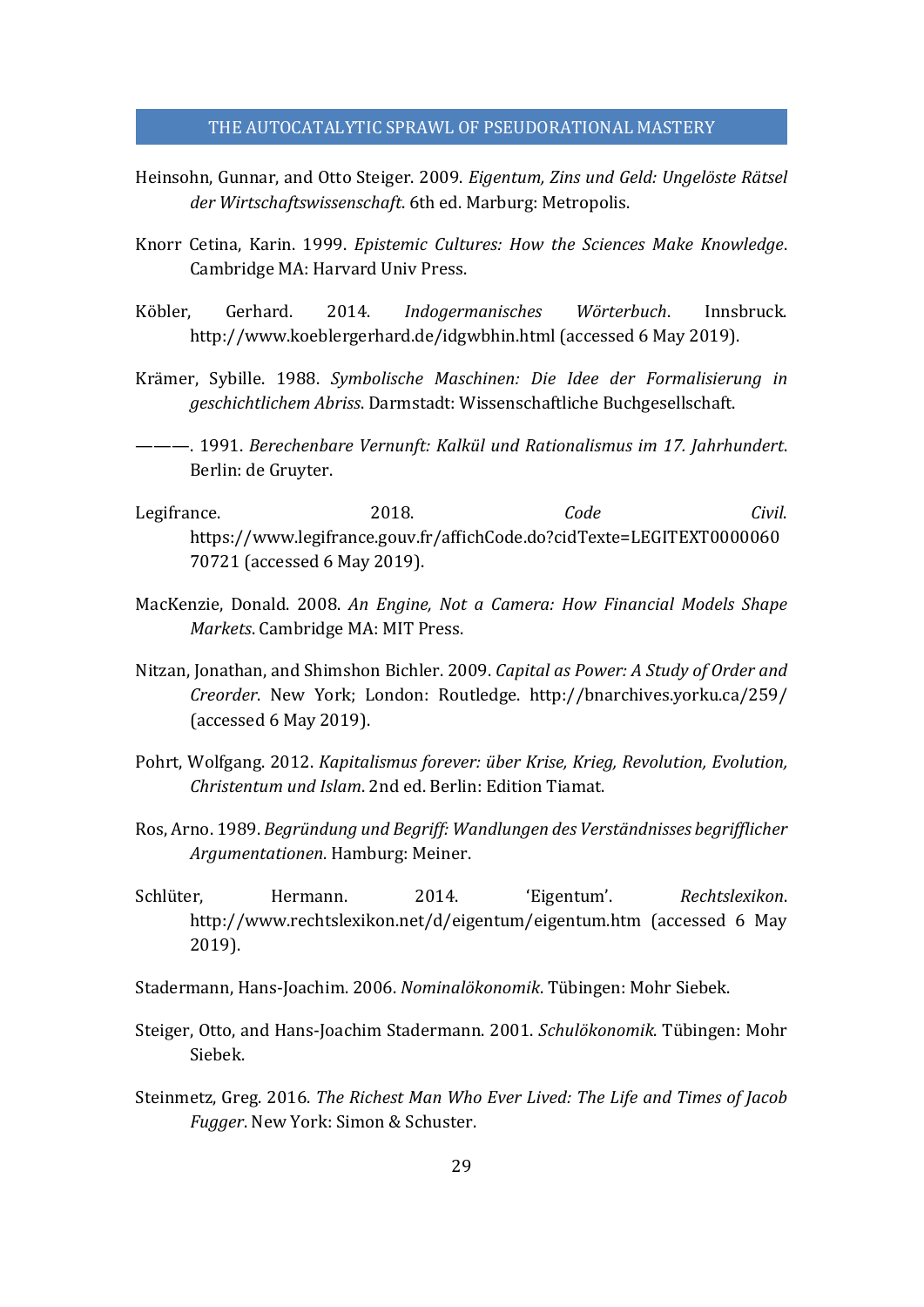Heinsohn, Gunnar, and Otto Steiger. 2009. *Eigentum, Zins und Geld: Ungelöste Rätsel der Wirtschaftswissenschaft*. 6th ed. Marburg: Metropolis.

Knorr Cetina, Karin. 1999. *Epistemic Cultures: How the Sciences Make Knowledge*. Cambridge MA: Harvard Univ Press.

Köbler, Gerhard. 2014. *Indogermanisches Wörterbuch*. Innsbruck. http://www.koeblergerhard.de/idgwbhin.html (accessed 6 May 2019).

Krämer, Sybille. 1988. *Symbolische Maschinen: Die Idee der Formalisierung in geschichtlichem Abriss*. Darmstadt: Wissenschaftliche Buchgesellschaft.

———. 1991. *Berechenbare Vernunft: Kalkül und Rationalismus im 17. Jahrhundert*. Berlin: de Gruyter.

Legifrance. 2018. *Code Civil*. https://www.legifrance.gouv.fr/affichCode.do?cidTexte=LEGITEXT000006070721 (accessed 6 May 2019).

MacKenzie, Donald. 2008. *An Engine, Not a Camera: How Financial Models Shape Markets*. Cambridge MA: MIT Press.

Nitzan, Jonathan, and Shimshon Bichler. 2009. *Capital as Power: A Study of Order and Creorder*. New York; London: Routledge. http://bnarchives.yorku.ca/259/ (accessed 6 May 2019).

Pohrt, Wolfgang. 2012. *Kapitalismus forever: über Krise, Krieg, Revolution, Evolution, Christentum und Islam*. 2nd ed. Berlin: Edition Tiamat.

Ros, Arno. 1989. *Begründung und Begriff: Wandlungen des Verständnisses begrifflicher Argumentationen*. Hamburg: Meiner.

Schlüter, Hermann. 2014. 'Eigentum'. *Rechtslexikon*. http://www.rechtslexikon.net/d/eigentum/eigentum.htm (accessed 6 May 2019).

Stadermann, Hans-Joachim. 2006. *Nominalökonomik*. Tübingen: Mohr Siebek.

Steiger, Otto, and Hans-Joachim Stadermann. 2001. *Schulökonomik*. Tübingen: Mohr Siebek.

Steinmetz, Greg. 2016. *The Richest Man Who Ever Lived: The Life and Times of Jacob Fugger*. New York: Simon & Schuster.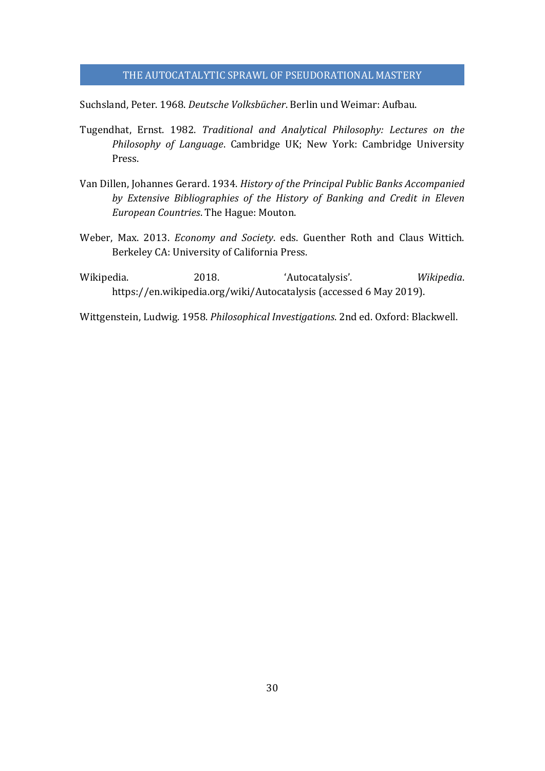Suchsland, Peter. 1968. *Deutsche Volksbücher*. Berlin und Weimar: Aufbau.

Tugendhat, Ernst. 1982. *Traditional and Analytical Philosophy: Lectures on the Philosophy of Language*. Cambridge UK; New York: Cambridge University Press.

Van Dillen, Johannes Gerard. 1934. *History of the Principal Public Banks Accompanied by Extensive Bibliographies of the History of Banking and Credit in Eleven European Countries*. The Hague: Mouton.

Weber, Max. 2013. *Economy and Society*. eds. Guenther Roth and Claus Wittich. Berkeley CA: University of California Press.

Wikipedia. 2018. 'Autocatalysis'. *Wikipedia*. https://en.wikipedia.org/wiki/Autocatalysis (accessed 6 May 2019).

Wittgenstein, Ludwig. 1958. *Philosophical Investigations*. 2nd ed. Oxford: Blackwell.